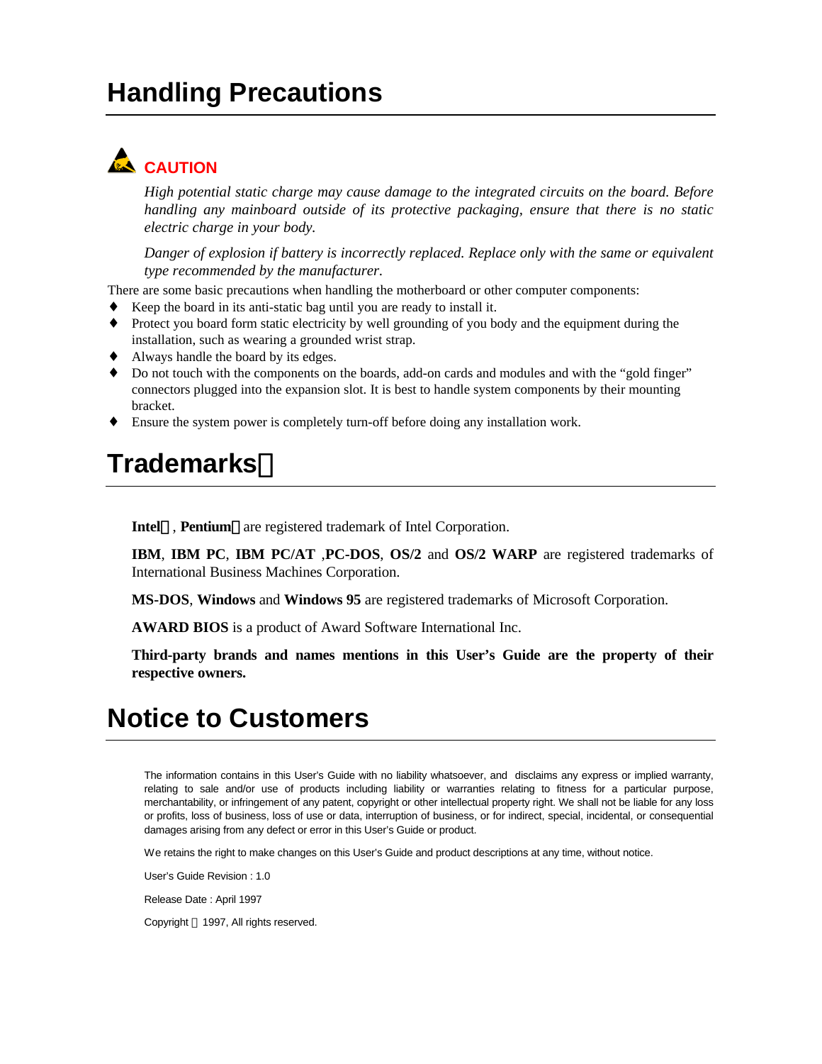# Handling Precautions

**CAUTION**

*High potential static charge may cause damage to the integrated circuits on the board. Before handling any mainboard outside of its protective packaging, ensure that there is no static electric charge in your body.*

*Danger of explosion if battery is incorrectly replaced. Replace only with the same or equivalent type recommended by the manufacturer.*

There are some basic precautions when handling the motherboard or other computer components:

- Keep the board in its anti-static bag until you are ready to install it.
- Protect you board form static electricity by well grounding of you body and the equipment during the installation, such as wearing a grounded wrist strap.
- Always handle the board by its edges.
- Do not touch with the components on the boards, add-on cards and modules and with the "gold finger" connectors plugged into the expansion slot. It is best to handle system components by their mounting bracket.
- Ensure the system power is completely turn-off before doing any installation work.

# Trademarks

**Intel**, **Pentium** are registered trademark of Intel Corporation.

**IBM**, **IBM PC**, **IBM PC/AT** ,**PC-DOS**, **OS/2** and **OS/2 WARP** are registered trademarks of International Business Machines Corporation.

**MS-DOS**, **Windows** and **Windows 95** are registered trademarks of Microsoft Corporation.

**AWARD BIOS** is a product of Award Software International Inc.

**Third-party brands and names mentions in this User's Guide are the property of their respective owners.**

# Notice to Customers

The information contains in this User's Guide with no liability whatsoever, and disclaims any express or implied warranty, relating to sale and/or use of products including liability or warranties relating to fitness for a particular purpose, merchantability, or infringement of any patent, copyright or other intellectual property right. We shall not be liable for any loss or profits, loss of business, loss of use or data, interruption of business, or for indirect, special, incidental, or consequential damages arising from any defect or error in this User's Guide or product.

We retains the right to make changes on this User's Guide and product descriptions at any time, without notice.

User's Guide Revision : 1.0

Release Date : April 1997

Copyright 1997, All rights reserved.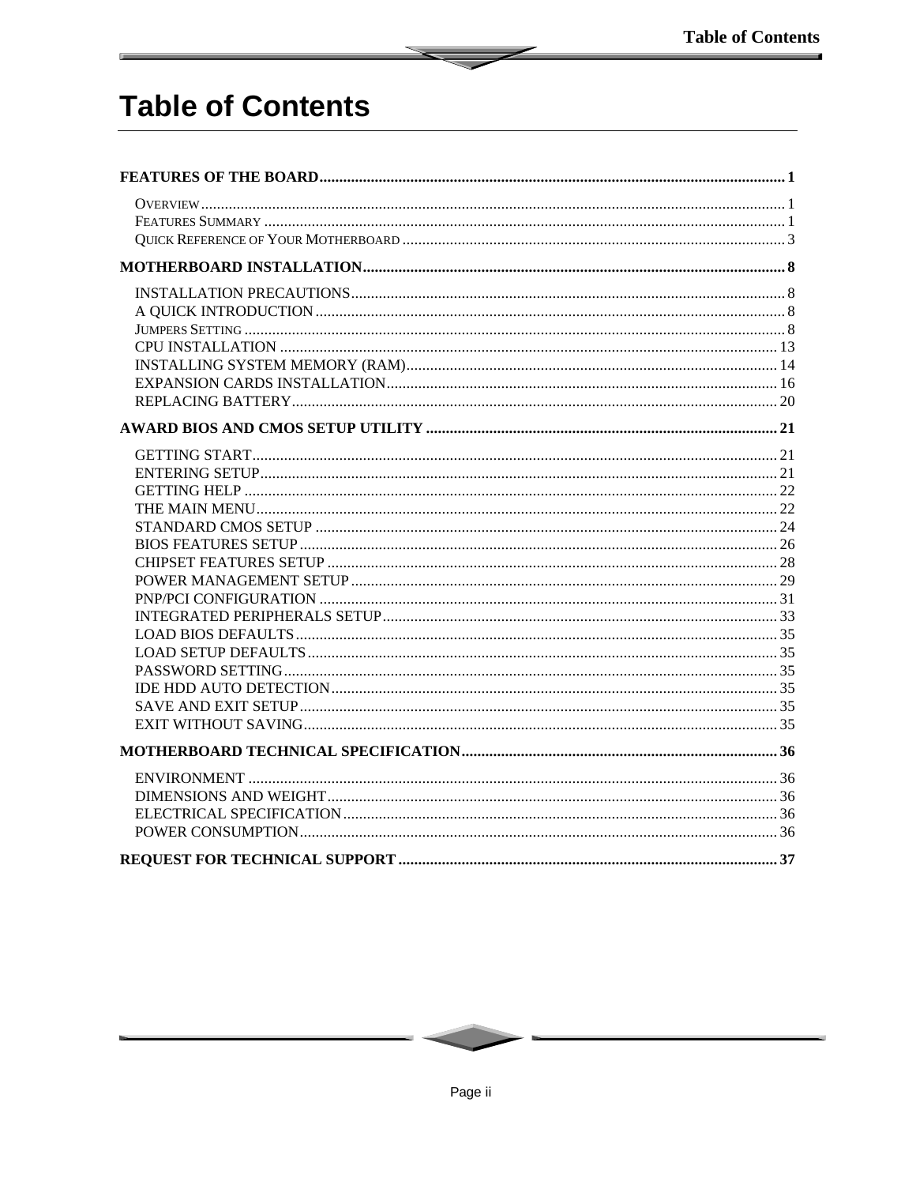# Table of Contents

**FEATURES OF THE BOARD** ..... 1

- OVERVIEW ..... 1
- FEATURES SUMMARY ..... 1
- QUICK REFERENCE OF YOUR MOTHERBOARD ..... 3

**MOTHERBOARD INSTALLATION** ..... 8

- INSTALLATION PRECAUTIONS ..... 8
- A QUICK INTRODUCTION ..... 8
- JUMPERS SETTING ..... 8
- CPU INSTALLATION ..... 13
- INSTALLING SYSTEM MEMORY (RAM) ..... 14
- EXPANSION CARDS INSTALLATION ..... 16
- REPLACING BATTERY ..... 20

**AWARD BIOS AND CMOS SETUP UTILITY** ..... 21

- GETTING START ..... 21
- ENTERING SETUP ..... 21
- GETTING HELP ..... 22
- THE MAIN MENU ..... 22
- STANDARD CMOS SETUP ..... 24
- BIOS FEATURES SETUP ..... 26
- CHIPSET FEATURES SETUP ..... 28
- POWER MANAGEMENT SETUP ..... 29
- PNP/PCI CONFIGURATION ..... 31
- INTEGRATED PERIPHERALS SETUP ..... 33
- LOAD BIOS DEFAULTS ..... 35
- LOAD SETUP DEFAULTS ..... 35
- PASSWORD SETTING ..... 35
- IDE HDD AUTO DETECTION ..... 35
- SAVE AND EXIT SETUP ..... 35
- EXIT WITHOUT SAVING ..... 35

**MOTHERBOARD TECHNICAL SPECIFICATION** ..... 36

- ENVIRONMENT ..... 36
- DIMENSIONS AND WEIGHT ..... 36
- ELECTRICAL SPECIFICATION ..... 36
- POWER CONSUMPTION ..... 36

**REQUEST FOR TECHNICAL SUPPORT** ..... 37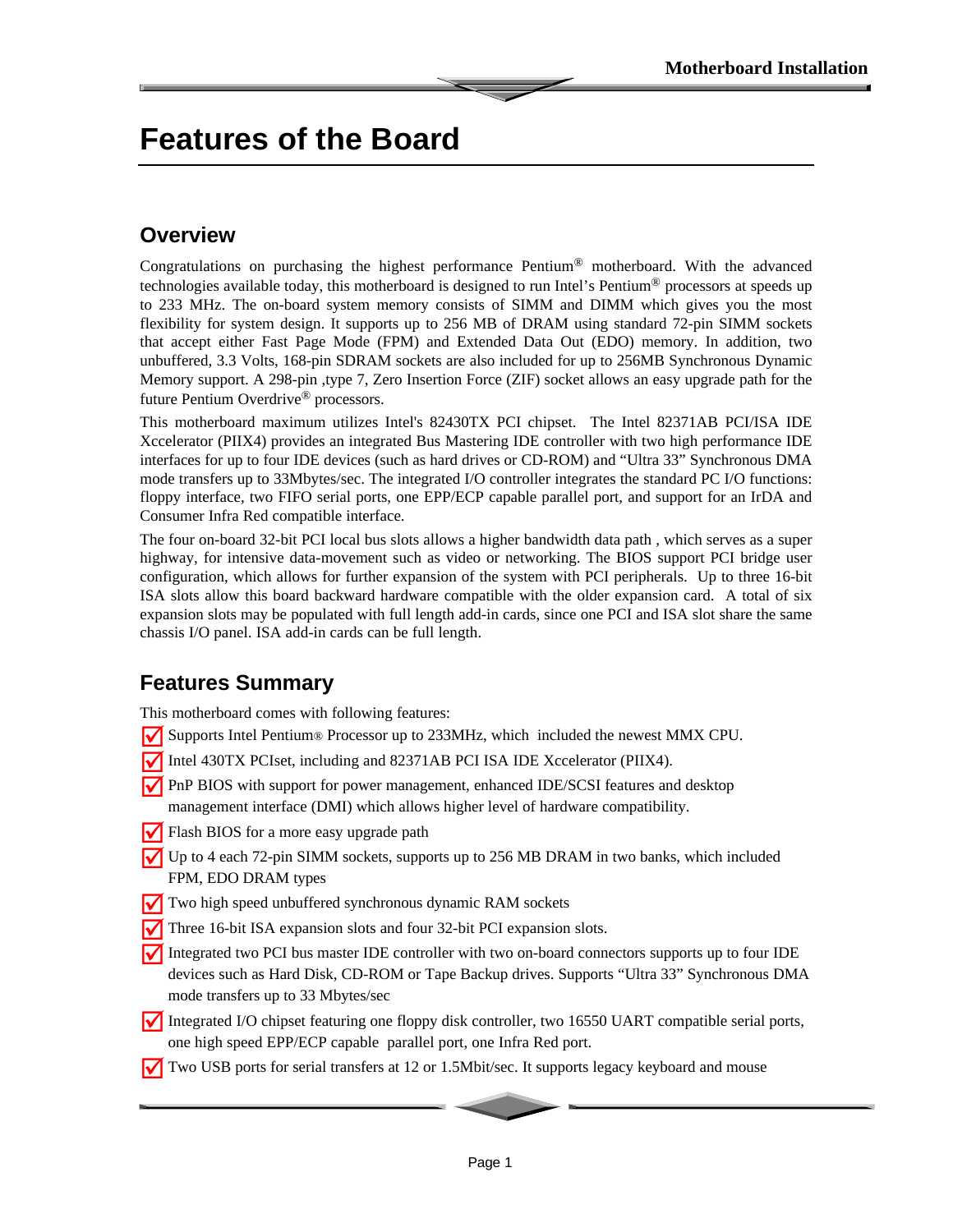# Features of the Board

## Overview

Congratulations on purchasing the highest performance Pentium® motherboard. With the advanced technologies available today, this motherboard is designed to run Intel's Pentium® processors at speeds up to 233 MHz. The on-board system memory consists of SIMM and DIMM which gives you the most flexibility for system design. It supports up to 256 MB of DRAM using standard 72-pin SIMM sockets that accept either Fast Page Mode (FPM) and Extended Data Out (EDO) memory. In addition, two unbuffered, 3.3 Volts, 168-pin SDRAM sockets are also included for up to 256MB Synchronous Dynamic Memory support. A 298-pin ,type 7, Zero Insertion Force (ZIF) socket allows an easy upgrade path for the future Pentium Overdrive® processors.

This motherboard maximum utilizes Intel's 82430TX PCI chipset. The Intel 82371AB PCI/ISA IDE Xccelerator (PIIX4) provides an integrated Bus Mastering IDE controller with two high performance IDE interfaces for up to four IDE devices (such as hard drives or CD-ROM) and "Ultra 33" Synchronous DMA mode transfers up to 33Mbytes/sec. The integrated I/O controller integrates the standard PC I/O functions: floppy interface, two FIFO serial ports, one EPP/ECP capable parallel port, and support for an IrDA and Consumer Infra Red compatible interface.

The four on-board 32-bit PCI local bus slots allows a higher bandwidth data path , which serves as a super highway, for intensive data-movement such as video or networking. The BIOS support PCI bridge user configuration, which allows for further expansion of the system with PCI peripherals. Up to three 16-bit ISA slots allow this board backward hardware compatible with the older expansion card. A total of six expansion slots may be populated with full length add-in cards, since one PCI and ISA slot share the same chassis I/O panel. ISA add-in cards can be full length.

## Features Summary

This motherboard comes with following features:

- Supports Intel Pentium® Processor up to 233MHz, which included the newest MMX CPU.
- Intel 430TX PCIset, including and 82371AB PCI ISA IDE Xccelerator (PIIX4).
- PnP BIOS with support for power management, enhanced IDE/SCSI features and desktop management interface (DMI) which allows higher level of hardware compatibility.
- Flash BIOS for a more easy upgrade path
- Up to 4 each 72-pin SIMM sockets, supports up to 256 MB DRAM in two banks, which included FPM, EDO DRAM types
- Two high speed unbuffered synchronous dynamic RAM sockets
- Three 16-bit ISA expansion slots and four 32-bit PCI expansion slots.
- Integrated two PCI bus master IDE controller with two on-board connectors supports up to four IDE devices such as Hard Disk, CD-ROM or Tape Backup drives. Supports "Ultra 33" Synchronous DMA mode transfers up to 33 Mbytes/sec
- Integrated I/O chipset featuring one floppy disk controller, two 16550 UART compatible serial ports, one high speed EPP/ECP capable parallel port, one Infra Red port.
- Two USB ports for serial transfers at 12 or 1.5Mbit/sec. It supports legacy keyboard and mouse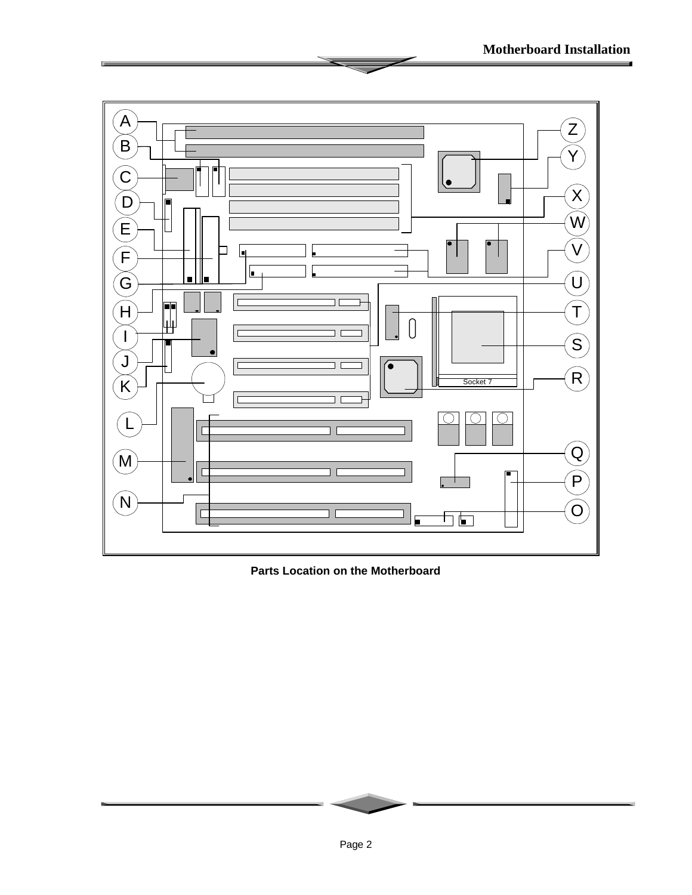Parts Location on the Motherboard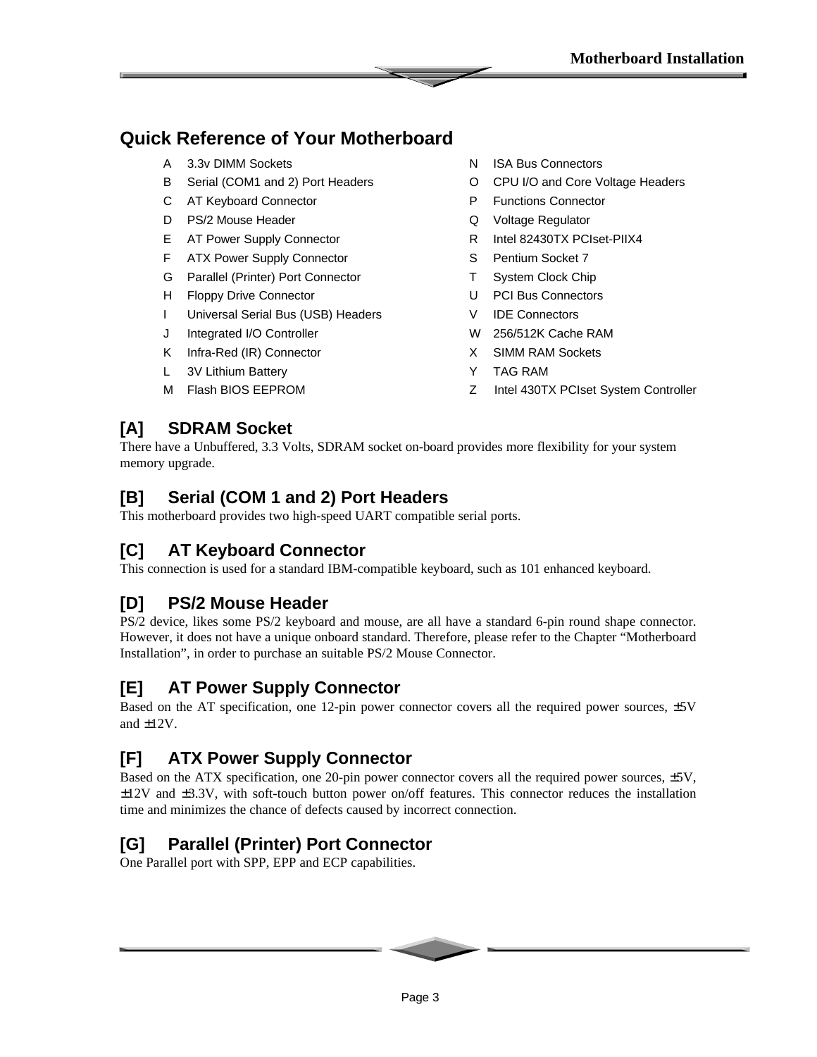## Quick Reference of Your Motherboard

- A 3.3v DIMM Sockets
- B Serial (COM1 and 2) Port Headers
- C AT Keyboard Connector
- D PS/2 Mouse Header
- E AT Power Supply Connector
- F ATX Power Supply Connector
- G Parallel (Printer) Port Connector
- H Floppy Drive Connector
- I Universal Serial Bus (USB) Headers
- J Integrated I/O Controller
- K Infra-Red (IR) Connector
- L 3V Lithium Battery
- M Flash BIOS EEPROM
- N ISA Bus Connectors
- O CPU I/O and Core Voltage Headers
- P Functions Connector
- Q Voltage Regulator
- R Intel 82430TX PCIset-PIIX4
- S Pentium Socket 7
- T System Clock Chip
- U PCI Bus Connectors
- V IDE Connectors
- W 256/512K Cache RAM
- X SIMM RAM Sockets
- Y TAG RAM
- Z Intel 430TX PCIset System Controller

### [A] SDRAM Socket

There have a Unbuffered, 3.3 Volts, SDRAM socket on-board provides more flexibility for your system memory upgrade.

### [B] Serial (COM 1 and 2) Port Headers

This motherboard provides two high-speed UART compatible serial ports.

### [C] AT Keyboard Connector

This connection is used for a standard IBM-compatible keyboard, such as 101 enhanced keyboard.

### [D] PS/2 Mouse Header

PS/2 device, likes some PS/2 keyboard and mouse, are all have a standard 6-pin round shape connector. However, it does not have a unique onboard standard. Therefore, please refer to the Chapter "Motherboard Installation", in order to purchase an suitable PS/2 Mouse Connector.

### [E] AT Power Supply Connector

Based on the AT specification, one 12-pin power connector covers all the required power sources, ±5V and ±12V.

### [F] ATX Power Supply Connector

Based on the ATX specification, one 20-pin power connector covers all the required power sources, ±5V, ±12V and ±3.3V, with soft-touch button power on/off features. This connector reduces the installation time and minimizes the chance of defects caused by incorrect connection.

### [G] Parallel (Printer) Port Connector

One Parallel port with SPP, EPP and ECP capabilities.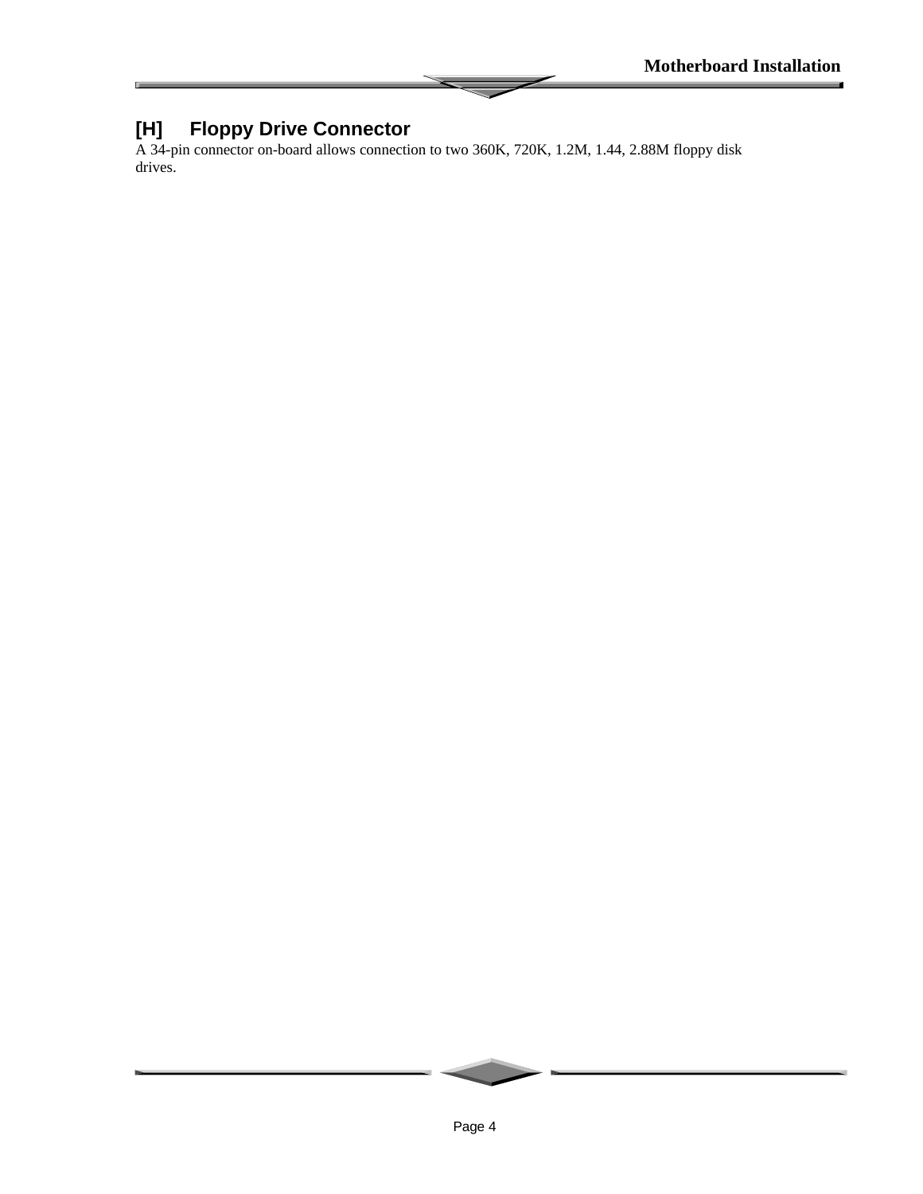## [H] Floppy Drive Connector

A 34-pin connector on-board allows connection to two 360K, 720K, 1.2M, 1.44, 2.88M floppy disk drives.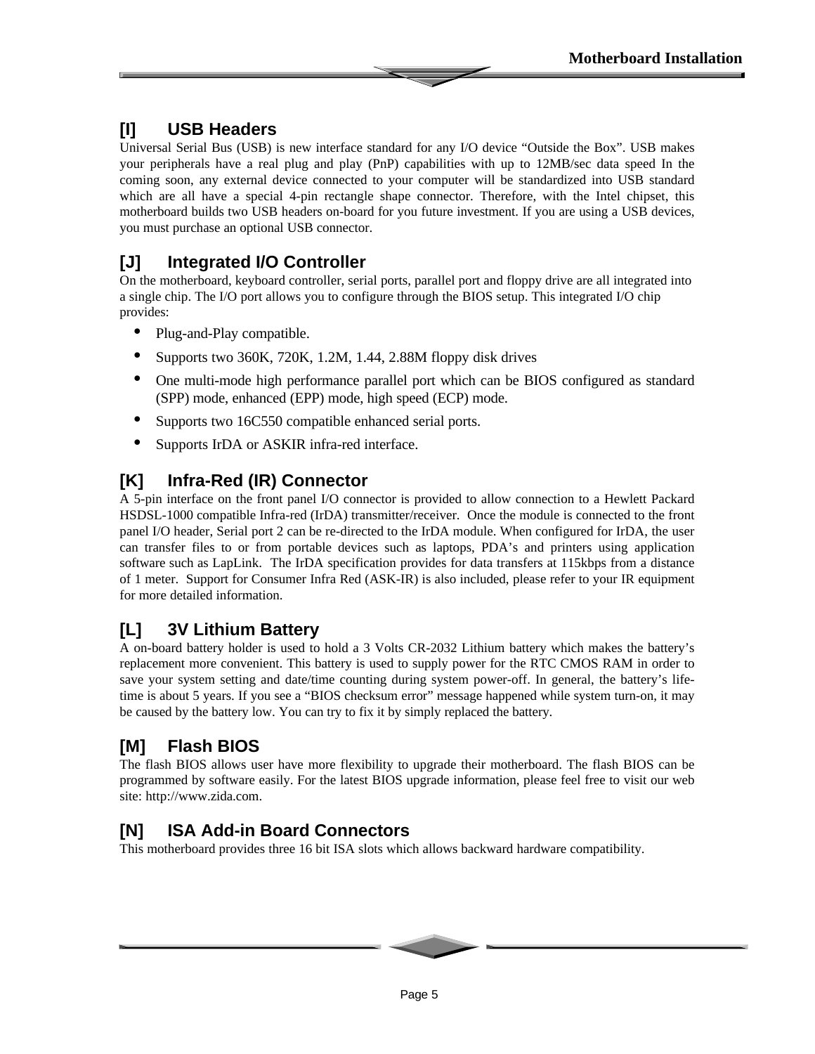## [I] USB Headers

Universal Serial Bus (USB) is new interface standard for any I/O device "Outside the Box". USB makes your peripherals have a real plug and play (PnP) capabilities with up to 12MB/sec data speed In the coming soon, any external device connected to your computer will be standardized into USB standard which are all have a special 4-pin rectangle shape connector. Therefore, with the Intel chipset, this motherboard builds two USB headers on-board for you future investment. If you are using a USB devices, you must purchase an optional USB connector.

## [J] Integrated I/O Controller

On the motherboard, keyboard controller, serial ports, parallel port and floppy drive are all integrated into a single chip. The I/O port allows you to configure through the BIOS setup. This integrated I/O chip provides:

- Plug-and-Play compatible.
- Supports two 360K, 720K, 1.2M, 1.44, 2.88M floppy disk drives
- One multi-mode high performance parallel port which can be BIOS configured as standard (SPP) mode, enhanced (EPP) mode, high speed (ECP) mode.
- Supports two 16C550 compatible enhanced serial ports.
- Supports IrDA or ASKIR infra-red interface.

## [K] Infra-Red (IR) Connector

A 5-pin interface on the front panel I/O connector is provided to allow connection to a Hewlett Packard HSDSL-1000 compatible Infra-red (IrDA) transmitter/receiver. Once the module is connected to the front panel I/O header, Serial port 2 can be re-directed to the IrDA module. When configured for IrDA, the user can transfer files to or from portable devices such as laptops, PDA's and printers using application software such as LapLink. The IrDA specification provides for data transfers at 115kbps from a distance of 1 meter. Support for Consumer Infra Red (ASK-IR) is also included, please refer to your IR equipment for more detailed information.

## [L] 3V Lithium Battery

A on-board battery holder is used to hold a 3 Volts CR-2032 Lithium battery which makes the battery's replacement more convenient. This battery is used to supply power for the RTC CMOS RAM in order to save your system setting and date/time counting during system power-off. In general, the battery's life-time is about 5 years. If you see a "BIOS checksum error" message happened while system turn-on, it may be caused by the battery low. You can try to fix it by simply replaced the battery.

## [M] Flash BIOS

The flash BIOS allows user have more flexibility to upgrade their motherboard. The flash BIOS can be programmed by software easily. For the latest BIOS upgrade information, please feel free to visit our web site: http://www.zida.com.

## [N] ISA Add-in Board Connectors

This motherboard provides three 16 bit ISA slots which allows backward hardware compatibility.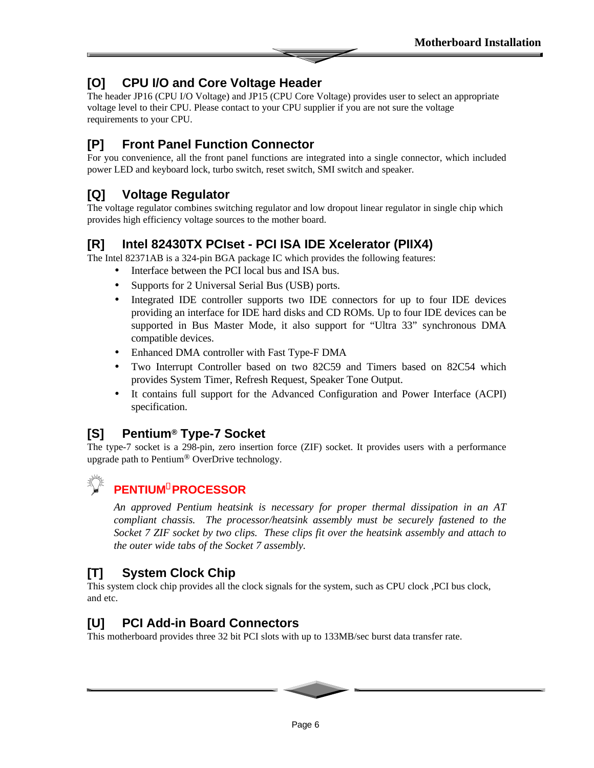## [O] CPU I/O and Core Voltage Header

The header JP16 (CPU I/O Voltage) and JP15 (CPU Core Voltage) provides user to select an appropriate voltage level to their CPU. Please contact to your CPU supplier if you are not sure the voltage requirements to your CPU.

## [P] Front Panel Function Connector

For you convenience, all the front panel functions are integrated into a single connector, which included power LED and keyboard lock, turbo switch, reset switch, SMI switch and speaker.

## [Q] Voltage Regulator

The voltage regulator combines switching regulator and low dropout linear regulator in single chip which provides high efficiency voltage sources to the mother board.

## [R] Intel 82430TX PCIset - PCI ISA IDE Xcelerator (PIIX4)

The Intel 82371AB is a 324-pin BGA package IC which provides the following features:

- Interface between the PCI local bus and ISA bus.
- Supports for 2 Universal Serial Bus (USB) ports.
- Integrated IDE controller supports two IDE connectors for up to four IDE devices providing an interface for IDE hard disks and CD ROMs. Up to four IDE devices can be supported in Bus Master Mode, it also support for “Ultra 33” synchronous DMA compatible devices.
- Enhanced DMA controller with Fast Type-F DMA
- Two Interrupt Controller based on two 82C59 and Timers based on 82C54 which provides System Timer, Refresh Request, Speaker Tone Output.
- It contains full support for the Advanced Configuration and Power Interface (ACPI) specification.

## [S] Pentium® Type-7 Socket

The type-7 socket is a 298-pin, zero insertion force (ZIF) socket. It provides users with a performance upgrade path to Pentium® OverDrive technology.

**PENTIUM® PROCESSOR**

*An approved Pentium heatsink is necessary for proper thermal dissipation in an AT compliant chassis. The processor/heatsink assembly must be securely fastened to the Socket 7 ZIF socket by two clips. These clips fit over the heatsink assembly and attach to the outer wide tabs of the Socket 7 assembly.*

## [T] System Clock Chip

This system clock chip provides all the clock signals for the system, such as CPU clock ,PCI bus clock, and etc.

## [U] PCI Add-in Board Connectors

This motherboard provides three 32 bit PCI slots with up to 133MB/sec burst data transfer rate.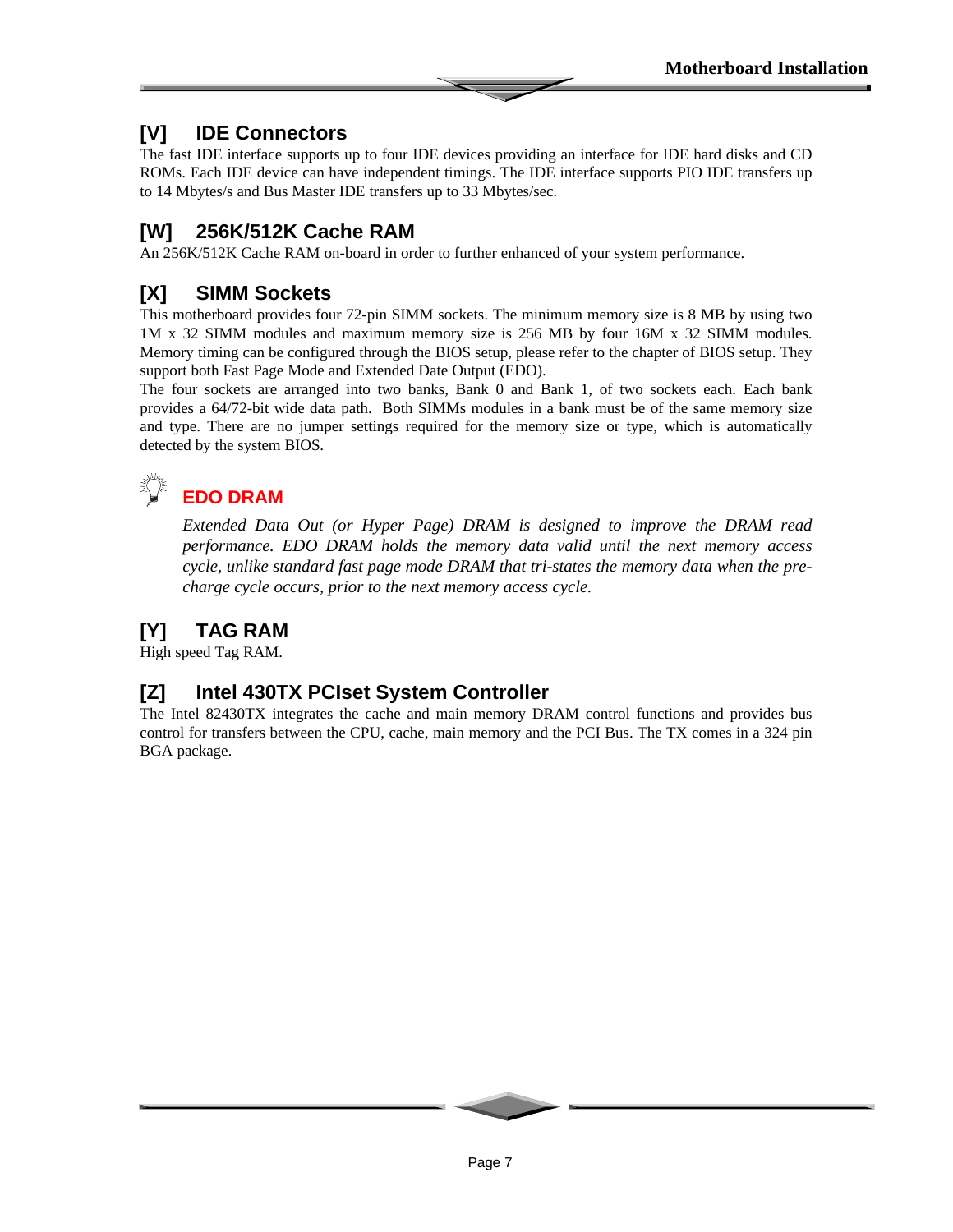## [V] IDE Connectors

The fast IDE interface supports up to four IDE devices providing an interface for IDE hard disks and CD ROMs. Each IDE device can have independent timings. The IDE interface supports PIO IDE transfers up to 14 Mbytes/s and Bus Master IDE transfers up to 33 Mbytes/sec.

## [W] 256K/512K Cache RAM

An 256K/512K Cache RAM on-board in order to further enhanced of your system performance.

## [X] SIMM Sockets

This motherboard provides four 72-pin SIMM sockets. The minimum memory size is 8 MB by using two 1M x 32 SIMM modules and maximum memory size is 256 MB by four 16M x 32 SIMM modules. Memory timing can be configured through the BIOS setup, please refer to the chapter of BIOS setup. They support both Fast Page Mode and Extended Date Output (EDO).

The four sockets are arranged into two banks, Bank 0 and Bank 1, of two sockets each. Each bank provides a 64/72-bit wide data path. Both SIMMs modules in a bank must be of the same memory size and type. There are no jumper settings required for the memory size or type, which is automatically detected by the system BIOS.

### EDO DRAM

*Extended Data Out (or Hyper Page) DRAM is designed to improve the DRAM read performance. EDO DRAM holds the memory data valid until the next memory access cycle, unlike standard fast page mode DRAM that tri-states the memory data when the pre-charge cycle occurs, prior to the next memory access cycle.*

## [Y] TAG RAM

High speed Tag RAM.

## [Z] Intel 430TX PCIset System Controller

The Intel 82430TX integrates the cache and main memory DRAM control functions and provides bus control for transfers between the CPU, cache, main memory and the PCI Bus. The TX comes in a 324 pin BGA package.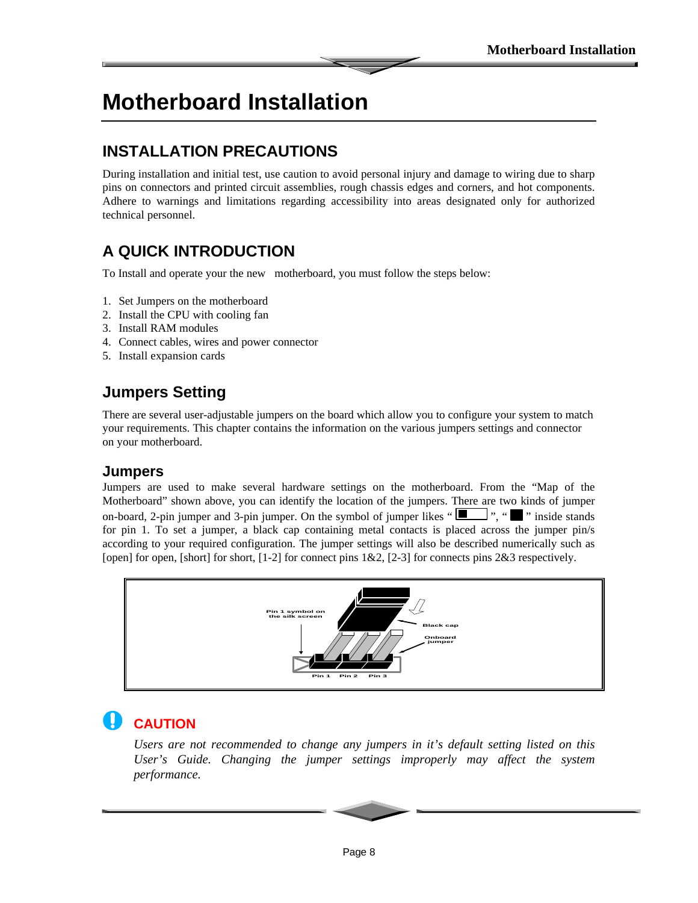# Motherboard Installation

## INSTALLATION PRECAUTIONS

During installation and initial test, use caution to avoid personal injury and damage to wiring due to sharp pins on connectors and printed circuit assemblies, rough chassis edges and corners, and hot components. Adhere to warnings and limitations regarding accessibility into areas designated only for authorized technical personnel.

## A QUICK INTRODUCTION

To Install and operate your the new motherboard, you must follow the steps below:

1. Set Jumpers on the motherboard
2. Install the CPU with cooling fan
3. Install RAM modules
4. Connect cables, wires and power connector
5. Install expansion cards

### Jumpers Setting

There are several user-adjustable jumpers on the board which allow you to configure your system to match your requirements. This chapter contains the information on the various jumpers settings and connector on your motherboard.

### Jumpers

Jumpers are used to make several hardware settings on the motherboard. From the "Map of the Motherboard" shown above, you can identify the location of the jumpers. There are two kinds of jumper on-board, 2-pin jumper and 3-pin jumper. On the symbol of jumper likes " ■□ ", " ■ " inside stands for pin 1. To set a jumper, a black cap containing metal contacts is placed across the jumper pin/s according to your required configuration. The jumper settings will also be described numerically such as [open] for open, [short] for short, [1-2] for connect pins 1&2, [2-3] for connects pins 2&3 respectively.

Pin 1 symbol on the silk screen

Black cap

Onboard jumper

Pin 1 Pin 2 Pin 3

### CAUTION

*Users are not recommended to change any jumpers in it's default setting listed on this User's Guide. Changing the jumper settings improperly may affect the system performance.*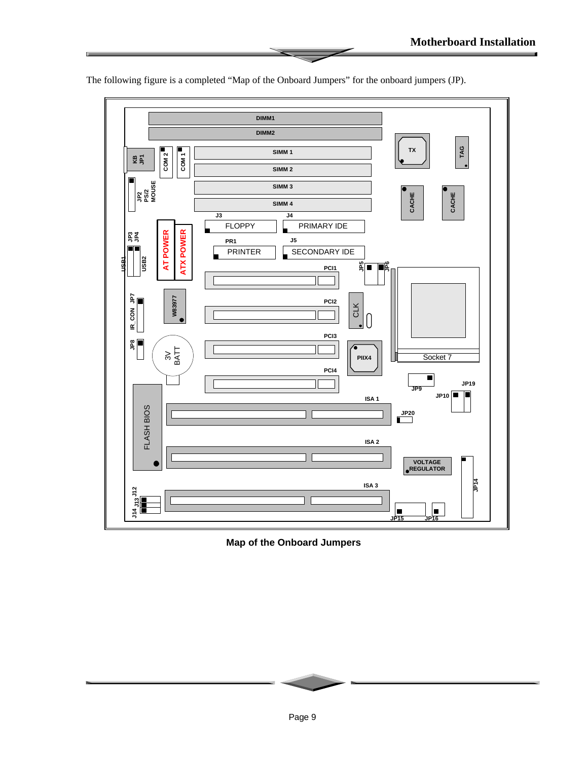The following figure is a completed "Map of the Onboard Jumpers" for the onboard jumpers (JP).

**Map of the Onboard Jumpers**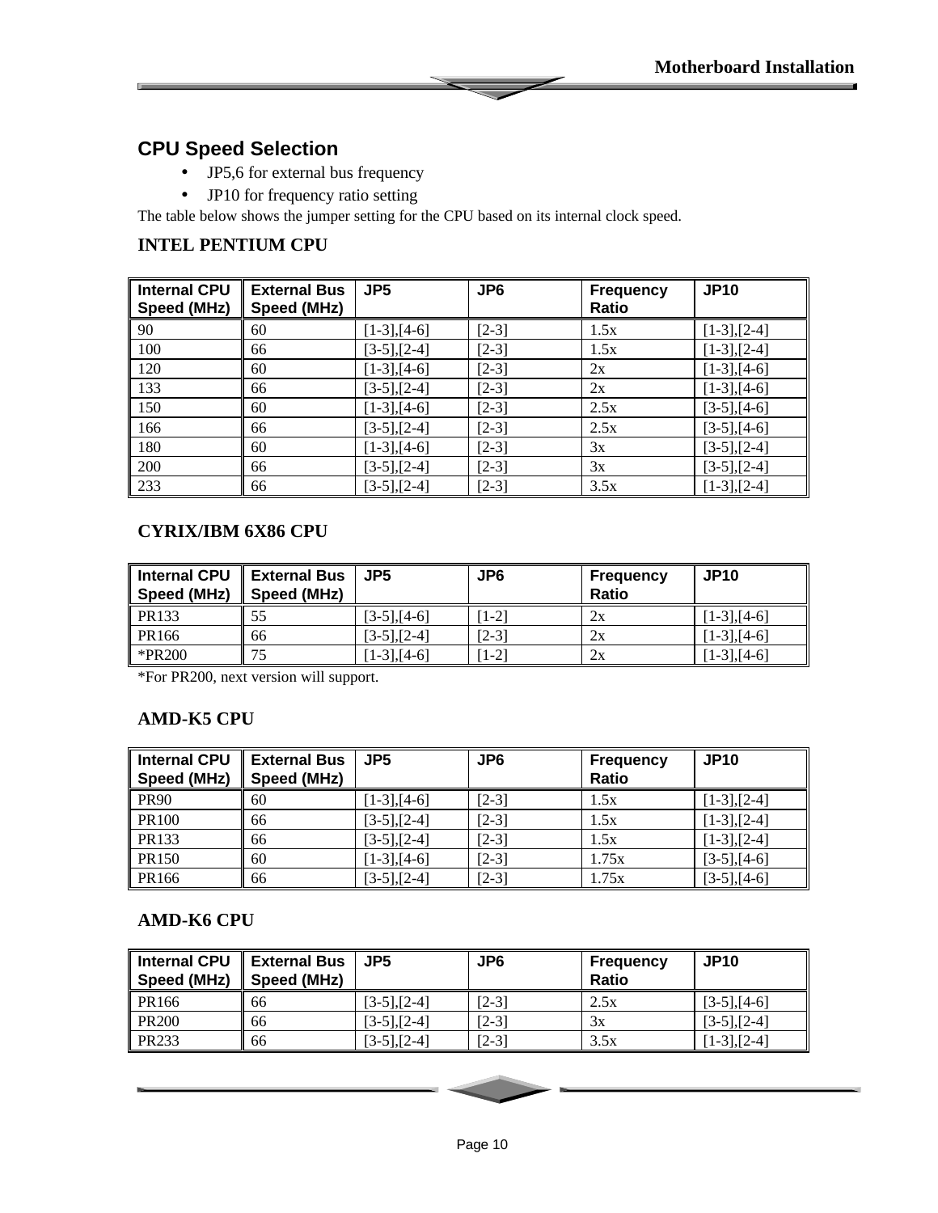## CPU Speed Selection

- JP5,6 for external bus frequency
- JP10 for frequency ratio setting

The table below shows the jumper setting for the CPU based on its internal clock speed.

### INTEL PENTIUM CPU

| Internal CPU Speed (MHz) | External Bus Speed (MHz) | JP5 | JP6 | Frequency Ratio | JP10 |
|---|---|---|---|---|---|
| 90 | 60 | [1-3],[4-6] | [2-3] | 1.5x | [1-3],[2-4] |
| 100 | 66 | [3-5],[2-4] | [2-3] | 1.5x | [1-3],[2-4] |
| 120 | 60 | [1-3],[4-6] | [2-3] | 2x | [1-3],[4-6] |
| 133 | 66 | [3-5],[2-4] | [2-3] | 2x | [1-3],[4-6] |
| 150 | 60 | [1-3],[4-6] | [2-3] | 2.5x | [3-5],[4-6] |
| 166 | 66 | [3-5],[2-4] | [2-3] | 2.5x | [3-5],[4-6] |
| 180 | 60 | [1-3],[4-6] | [2-3] | 3x | [3-5],[2-4] |
| 200 | 66 | [3-5],[2-4] | [2-3] | 3x | [3-5],[2-4] |
| 233 | 66 | [3-5],[2-4] | [2-3] | 3.5x | [1-3],[2-4] |

### CYRIX/IBM 6X86 CPU

| Internal CPU Speed (MHz) | External Bus Speed (MHz) | JP5 | JP6 | Frequency Ratio | JP10 |
|---|---|---|---|---|---|
| PR133 | 55 | [3-5],[4-6] | [1-2] | 2x | [1-3],[4-6] |
| PR166 | 66 | [3-5],[2-4] | [2-3] | 2x | [1-3],[4-6] |
| *PR200 | 75 | [1-3],[4-6] | [1-2] | 2x | [1-3],[4-6] |

*For PR200, next version will support.

### AMD-K5 CPU

| Internal CPU Speed (MHz) | External Bus Speed (MHz) | JP5 | JP6 | Frequency Ratio | JP10 |
|---|---|---|---|---|---|
| PR90 | 60 | [1-3],[4-6] | [2-3] | 1.5x | [1-3],[2-4] |
| PR100 | 66 | [3-5],[2-4] | [2-3] | 1.5x | [1-3],[2-4] |
| PR133 | 66 | [3-5],[2-4] | [2-3] | 1.5x | [1-3],[2-4] |
| PR150 | 60 | [1-3],[4-6] | [2-3] | 1.75x | [3-5],[4-6] |
| PR166 | 66 | [3-5],[2-4] | [2-3] | 1.75x | [3-5],[4-6] |

### AMD-K6 CPU

| Internal CPU Speed (MHz) | External Bus Speed (MHz) | JP5 | JP6 | Frequency Ratio | JP10 |
|---|---|---|---|---|---|
| PR166 | 66 | [3-5],[2-4] | [2-3] | 2.5x | [3-5],[4-6] |
| PR200 | 66 | [3-5],[2-4] | [2-3] | 3x | [3-5],[2-4] |
| PR233 | 66 | [3-5],[2-4] | [2-3] | 3.5x | [1-3],[2-4] |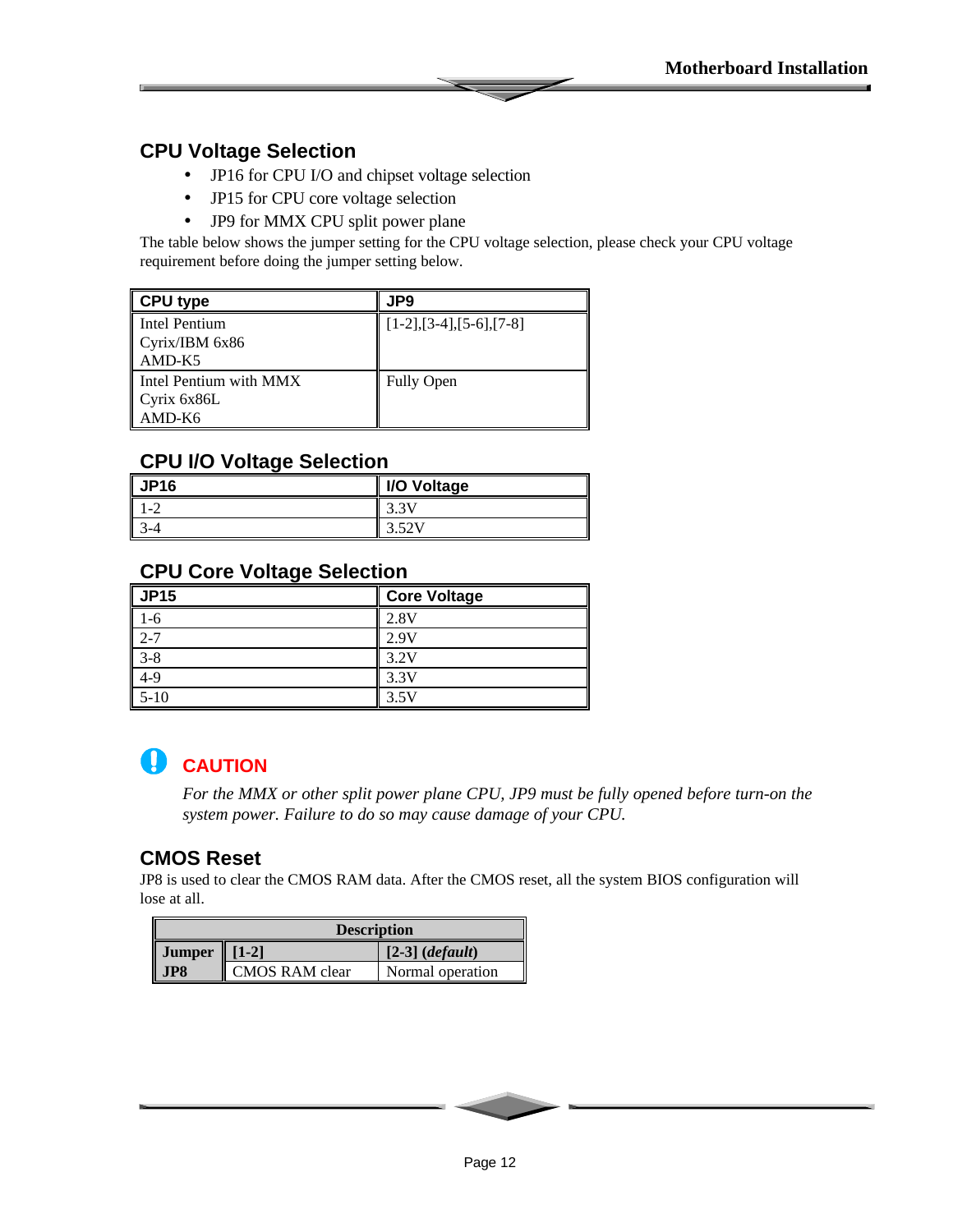## CPU Voltage Selection

- JP16 for CPU I/O and chipset voltage selection
- JP15 for CPU core voltage selection
- JP9 for MMX CPU split power plane

The table below shows the jumper setting for the CPU voltage selection, please check your CPU voltage requirement before doing the jumper setting below.

| CPU type | JP9 |
|---|---|
| Intel Pentium<br>Cyrix/IBM 6x86<br>AMD-K5 | [1-2],[3-4],[5-6],[7-8] |
| Intel Pentium with MMX<br>Cyrix 6x86L<br>AMD-K6 | Fully Open |

### CPU I/O Voltage Selection

| JP16 | I/O Voltage |
|---|---|
| 1-2 | 3.3V |
| 3-4 | 3.52V |

### CPU Core Voltage Selection

| JP15 | Core Voltage |
|---|---|
| 1-6 | 2.8V |
| 2-7 | 2.9V |
| 3-8 | 3.2V |
| 4-9 | 3.3V |
| 5-10 | 3.5V |

**CAUTION**

*For the MMX or other split power plane CPU, JP9 must be fully opened before turn-on the system power. Failure to do so may cause damage of your CPU.*

## CMOS Reset

JP8 is used to clear the CMOS RAM data. After the CMOS reset, all the system BIOS configuration will lose at all.

| Jumper JP8 | Description | |
|---|---|---|
| | **[1-2]** | **[2-3] (*default*)** |
| | CMOS RAM clear | Normal operation |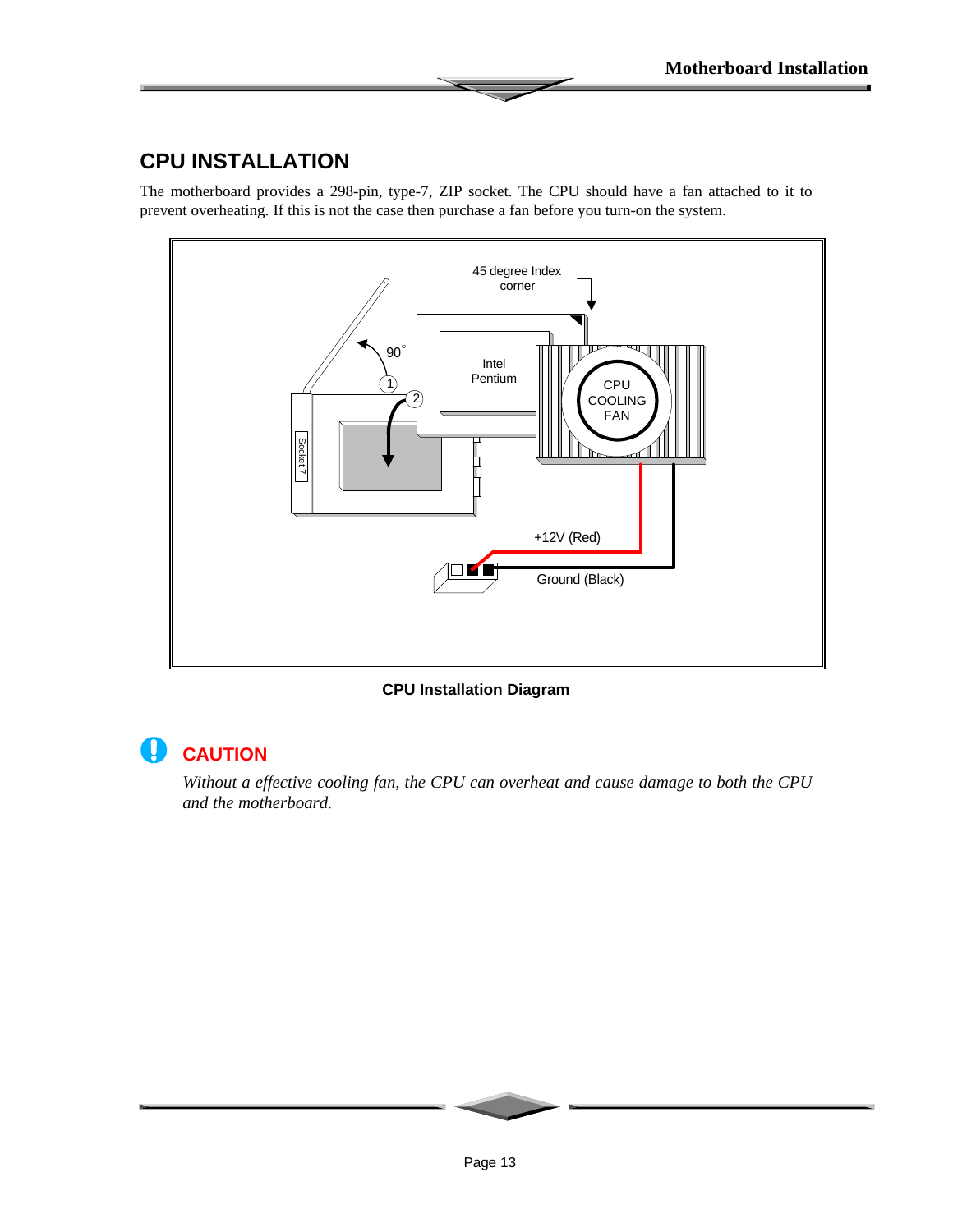## CPU INSTALLATION

The motherboard provides a 298-pin, type-7, ZIP socket. The CPU should have a fan attached to it to prevent overheating. If this is not the case then purchase a fan before you turn-on the system.

**CPU Installation Diagram**

### CAUTION

*Without a effective cooling fan, the CPU can overheat and cause damage to both the CPU and the motherboard.*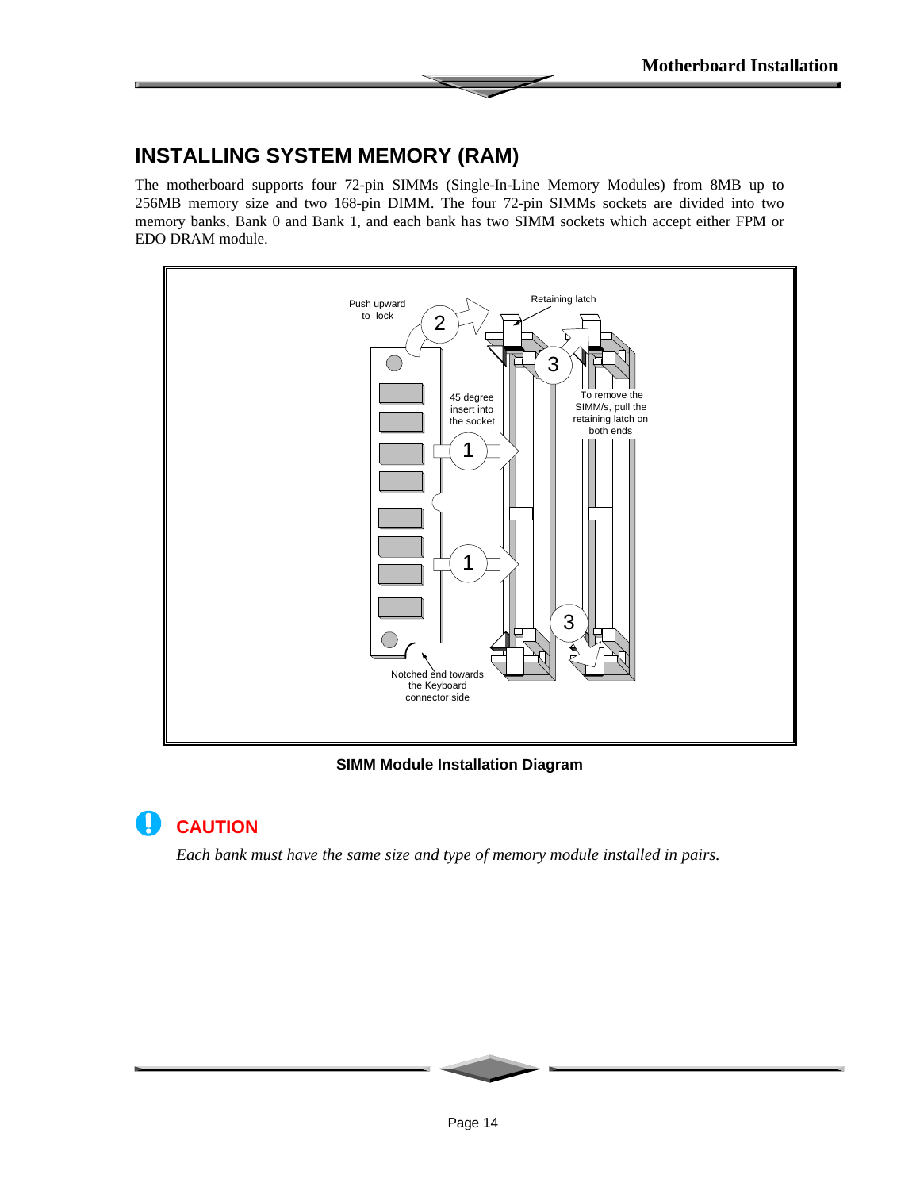## INSTALLING SYSTEM MEMORY (RAM)

The motherboard supports four 72-pin SIMMs (Single-In-Line Memory Modules) from 8MB up to 256MB memory size and two 168-pin DIMM. The four 72-pin SIMMs sockets are divided into two memory banks, Bank 0 and Bank 1, and each bank has two SIMM sockets which accept either FPM or EDO DRAM module.

Push upward to lock

Retaining latch

45 degree insert into the socket

To remove the SIMM/s, pull the retaining latch on both ends

Notched end towards the Keyboard connector side

**SIMM Module Installation Diagram**

### CAUTION

*Each bank must have the same size and type of memory module installed in pairs.*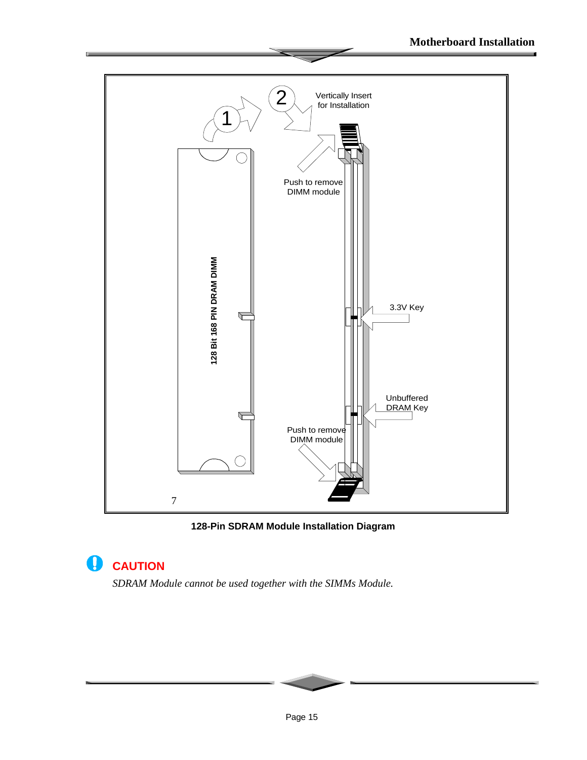**128-Pin SDRAM Module Installation Diagram**

**CAUTION**

*SDRAM Module cannot be used together with the SIMMs Module.*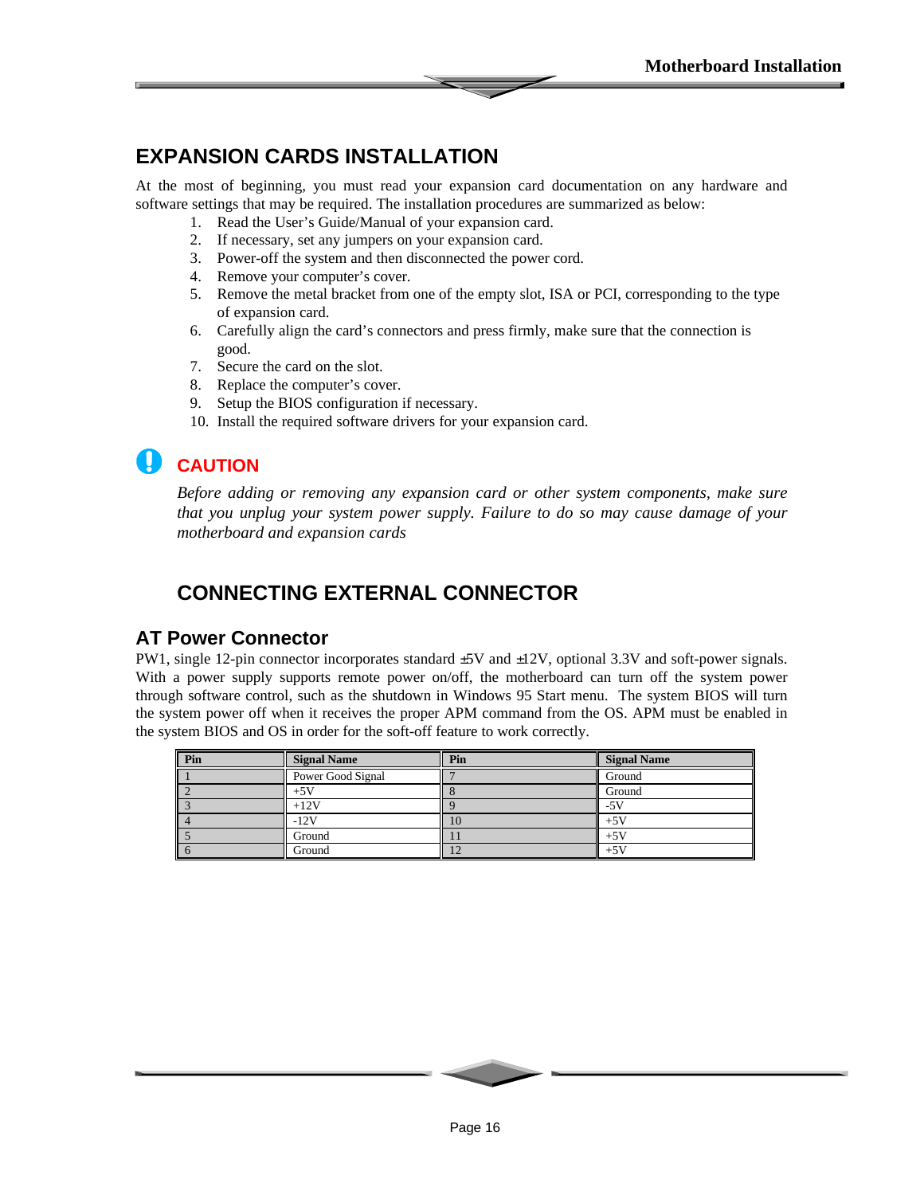## EXPANSION CARDS INSTALLATION

At the most of beginning, you must read your expansion card documentation on any hardware and software settings that may be required. The installation procedures are summarized as below:

1. Read the User's Guide/Manual of your expansion card.
2. If necessary, set any jumpers on your expansion card.
3. Power-off the system and then disconnected the power cord.
4. Remove your computer's cover.
5. Remove the metal bracket from one of the empty slot, ISA or PCI, corresponding to the type of expansion card.
6. Carefully align the card's connectors and press firmly, make sure that the connection is good.
7. Secure the card on the slot.
8. Replace the computer's cover.
9. Setup the BIOS configuration if necessary.
10. Install the required software drivers for your expansion card.

### CAUTION

*Before adding or removing any expansion card or other system components, make sure that you unplug your system power supply. Failure to do so may cause damage of your motherboard and expansion cards*

## CONNECTING EXTERNAL CONNECTOR

### AT Power Connector

PW1, single 12-pin connector incorporates standard ±5V and ±12V, optional 3.3V and soft-power signals. With a power supply supports remote power on/off, the motherboard can turn off the system power through software control, such as the shutdown in Windows 95 Start menu. The system BIOS will turn the system power off when it receives the proper APM command from the OS. APM must be enabled in the system BIOS and OS in order for the soft-off feature to work correctly.

| Pin | Signal Name | Pin | Signal Name |
|---|---|---|---|
| 1 | Power Good Signal | 7 | Ground |
| 2 | +5V | 8 | Ground |
| 3 | +12V | 9 | -5V |
| 4 | -12V | 10 | +5V |
| 5 | Ground | 11 | +5V |
| 6 | Ground | 12 | +5V |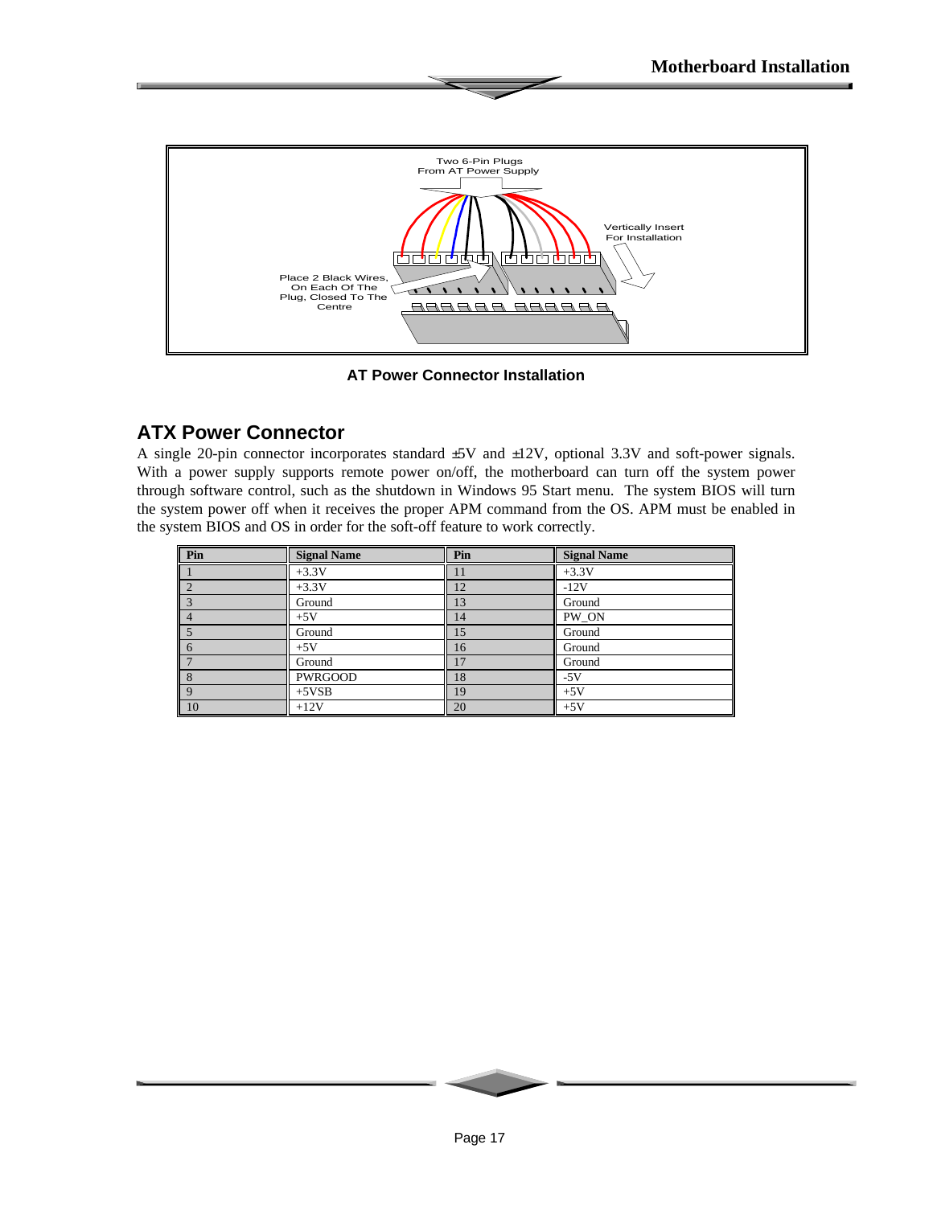Two 6-Pin Plugs
From AT Power Supply

Vertically Insert
For Installation

Place 2 Black Wires,
On Each Of The
Plug, Closed To The
Centre

**AT Power Connector Installation**

## ATX Power Connector

A single 20-pin connector incorporates standard ±5V and ±12V, optional 3.3V and soft-power signals. With a power supply supports remote power on/off, the motherboard can turn off the system power through software control, such as the shutdown in Windows 95 Start menu. The system BIOS will turn the system power off when it receives the proper APM command from the OS. APM must be enabled in the system BIOS and OS in order for the soft-off feature to work correctly.

| Pin | Signal Name | Pin | Signal Name |
|---|---|---|---|
| 1 | +3.3V | 11 | +3.3V |
| 2 | +3.3V | 12 | -12V |
| 3 | Ground | 13 | Ground |
| 4 | +5V | 14 | PW_ON |
| 5 | Ground | 15 | Ground |
| 6 | +5V | 16 | Ground |
| 7 | Ground | 17 | Ground |
| 8 | PWRGOOD | 18 | -5V |
| 9 | +5VSB | 19 | +5V |
| 10 | +12V | 20 | +5V |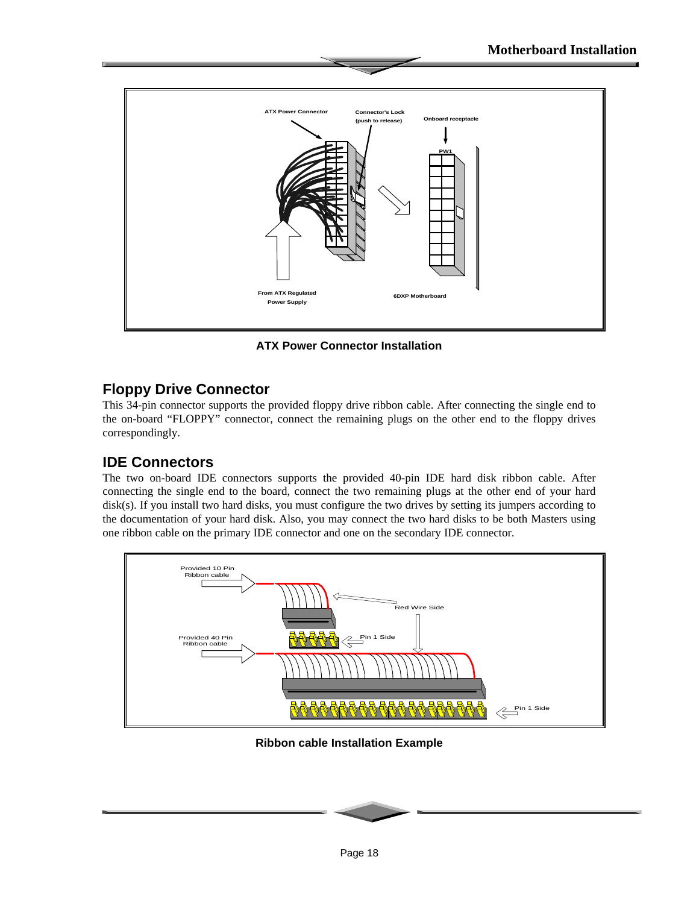ATX Power Connector Installation

## Floppy Drive Connector

This 34-pin connector supports the provided floppy drive ribbon cable. After connecting the single end to the on-board “FLOPPY” connector, connect the remaining plugs on the other end to the floppy drives correspondingly.

## IDE Connectors

The two on-board IDE connectors supports the provided 40-pin IDE hard disk ribbon cable. After connecting the single end to the board, connect the two remaining plugs at the other end of your hard disk(s). If you install two hard disks, you must configure the two drives by setting its jumpers according to the documentation of your hard disk. Also, you may connect the two hard disks to be both Masters using one ribbon cable on the primary IDE connector and one on the secondary IDE connector.

Ribbon cable Installation Example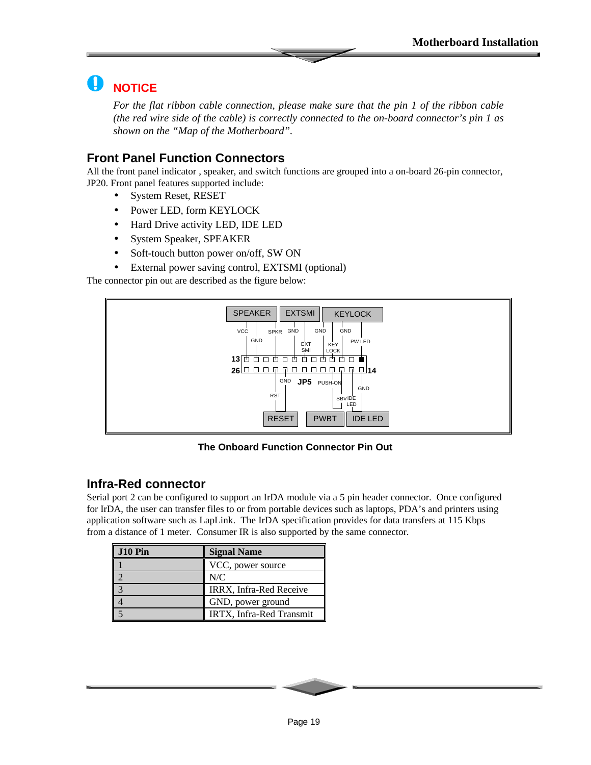## NOTICE

*For the flat ribbon cable connection, please make sure that the pin 1 of the ribbon cable (the red wire side of the cable) is correctly connected to the on-board connector's pin 1 as shown on the "Map of the Motherboard".*

## Front Panel Function Connectors

All the front panel indicator , speaker, and switch functions are grouped into a on-board 26-pin connector, JP20. Front panel features supported include:

- System Reset, RESET
- Power LED, form KEYLOCK
- Hard Drive activity LED, IDE LED
- System Speaker, SPEAKER
- Soft-touch button power on/off, SW ON
- External power saving control, EXTSMI (optional)

The connector pin out are described as the figure below:

SPEAKER | EXTSMI | KEYLOCK

VCC GND SPKR GND EXT SMI GND KEY LOCK GND PW LED

13 ... 1

26 ... 14

GND JP5 PUSH-ON GND

RST SBV IDE LED

RESET | PWBT | IDE LED

**The Onboard Function Connector Pin Out**

## Infra-Red connector

Serial port 2 can be configured to support an IrDA module via a 5 pin header connector. Once configured for IrDA, the user can transfer files to or from portable devices such as laptops, PDA's and printers using application software such as LapLink. The IrDA specification provides for data transfers at 115 Kbps from a distance of 1 meter. Consumer IR is also supported by the same connector.

| J10 Pin | Signal Name |
|---|---|
| 1 | VCC, power source |
| 2 | N/C |
| 3 | IRRX, Infra-Red Receive |
| 4 | GND, power ground |
| 5 | IRTX, Infra-Red Transmit |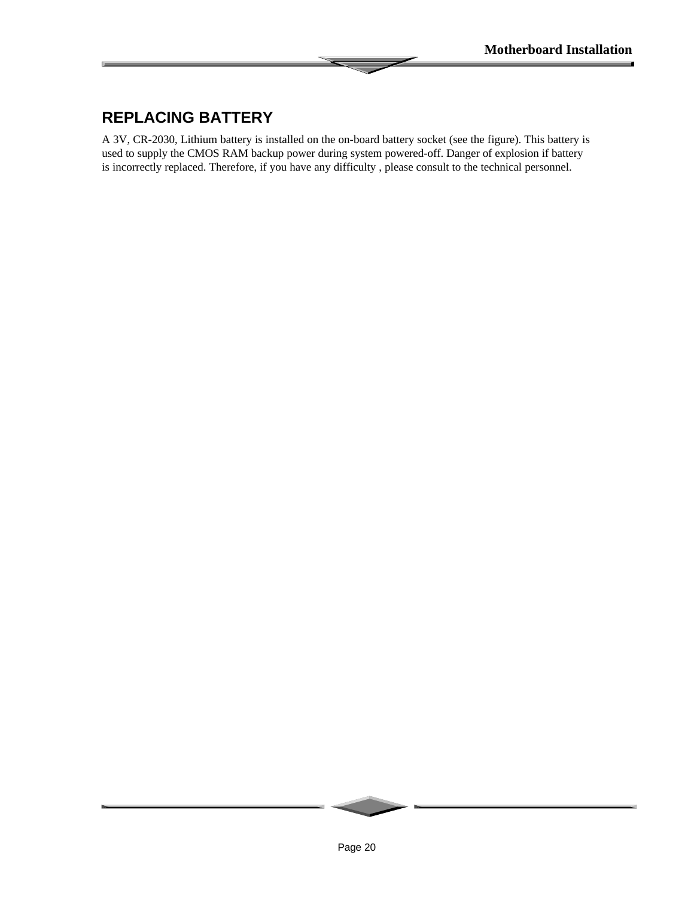## REPLACING BATTERY

A 3V, CR-2030, Lithium battery is installed on the on-board battery socket (see the figure). This battery is used to supply the CMOS RAM backup power during system powered-off. Danger of explosion if battery is incorrectly replaced. Therefore, if you have any difficulty , please consult to the technical personnel.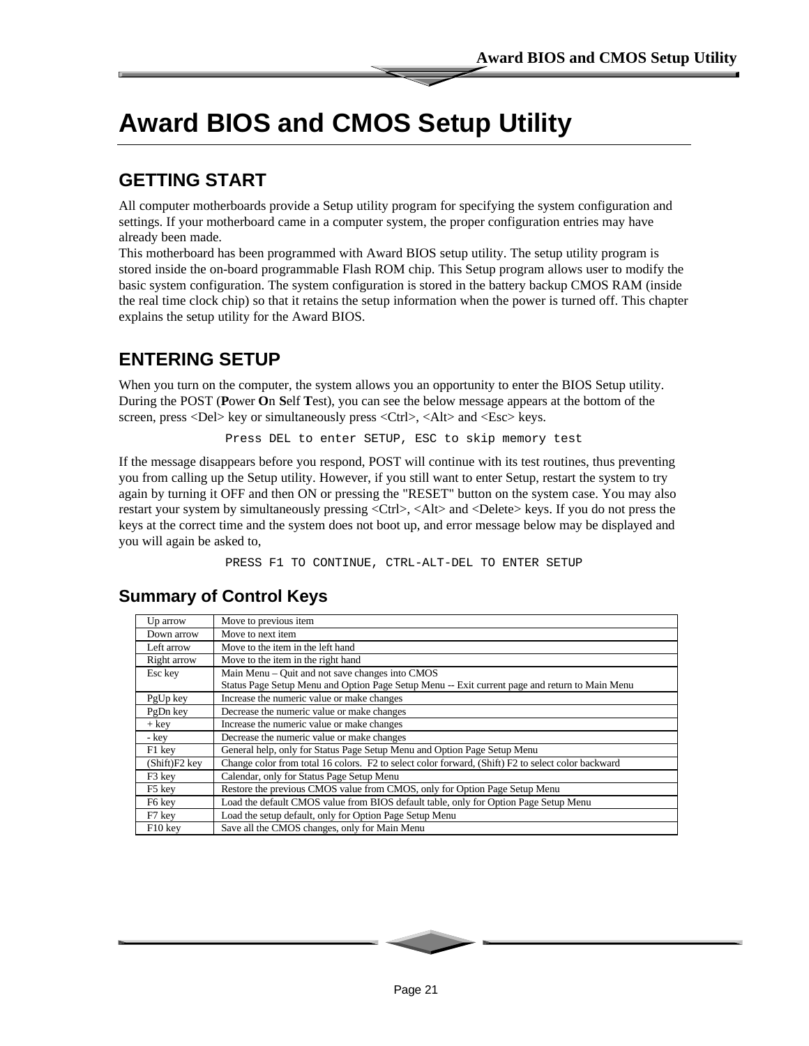# Award BIOS and CMOS Setup Utility

## GETTING START

All computer motherboards provide a Setup utility program for specifying the system configuration and settings. If your motherboard came in a computer system, the proper configuration entries may have already been made.
This motherboard has been programmed with Award BIOS setup utility. The setup utility program is stored inside the on-board programmable Flash ROM chip. This Setup program allows user to modify the basic system configuration. The system configuration is stored in the battery backup CMOS RAM (inside the real time clock chip) so that it retains the setup information when the power is turned off. This chapter explains the setup utility for the Award BIOS.

## ENTERING SETUP

When you turn on the computer, the system allows you an opportunity to enter the BIOS Setup utility. During the POST (**P**ower **O**n **S**elf **T**est), you can see the below message appears at the bottom of the screen, press <Del> key or simultaneously press <Ctrl>, <Alt> and <Esc> keys.

```
Press DEL to enter SETUP, ESC to skip memory test
```

If the message disappears before you respond, POST will continue with its test routines, thus preventing you from calling up the Setup utility. However, if you still want to enter Setup, restart the system to try again by turning it OFF and then ON or pressing the "RESET" button on the system case. You may also restart your system by simultaneously pressing <Ctrl>, <Alt> and <Delete> keys. If you do not press the keys at the correct time and the system does not boot up, and error message below may be displayed and you will again be asked to,

```
PRESS F1 TO CONTINUE, CTRL-ALT-DEL TO ENTER SETUP
```

### Summary of Control Keys

| Key | Function |
|---|---|
| Up arrow | Move to previous item |
| Down arrow | Move to next item |
| Left arrow | Move to the item in the left hand |
| Right arrow | Move to the item in the right hand |
| Esc key | Main Menu – Quit and not save changes into CMOS<br>Status Page Setup Menu and Option Page Setup Menu -- Exit current page and return to Main Menu |
| PgUp key | Increase the numeric value or make changes |
| PgDn key | Decrease the numeric value or make changes |
| + key | Increase the numeric value or make changes |
| - key | Decrease the numeric value or make changes |
| F1 key | General help, only for Status Page Setup Menu and Option Page Setup Menu |
| (Shift)F2 key | Change color from total 16 colors. F2 to select color forward, (Shift) F2 to select color backward |
| F3 key | Calendar, only for Status Page Setup Menu |
| F5 key | Restore the previous CMOS value from CMOS, only for Option Page Setup Menu |
| F6 key | Load the default CMOS value from BIOS default table, only for Option Page Setup Menu |
| F7 key | Load the setup default, only for Option Page Setup Menu |
| F10 key | Save all the CMOS changes, only for Main Menu |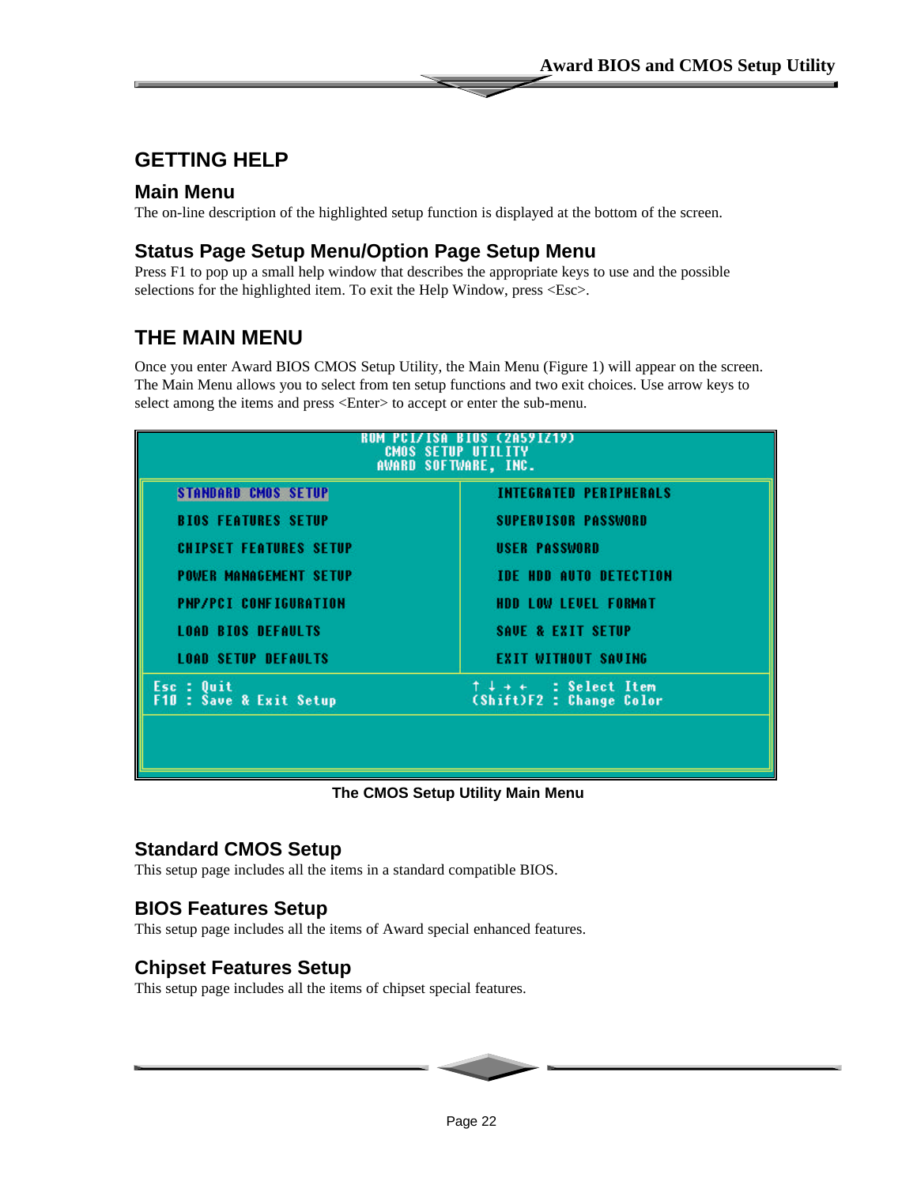## GETTING HELP

### Main Menu

The on-line description of the highlighted setup function is displayed at the bottom of the screen.

### Status Page Setup Menu/Option Page Setup Menu

Press F1 to pop up a small help window that describes the appropriate keys to use and the possible selections for the highlighted item. To exit the Help Window, press <Esc>.

## THE MAIN MENU

Once you enter Award BIOS CMOS Setup Utility, the Main Menu (Figure 1) will appear on the screen. The Main Menu allows you to select from ten setup functions and two exit choices. Use arrow keys to select among the items and press <Enter> to accept or enter the sub-menu.

```
                    ROM PCI/ISA BIOS (2A59IZ19)
                        CMOS SETUP UTILITY
                       AWARD SOFTWARE, INC.

   STANDARD CMOS SETUP              INTEGRATED PERIPHERALS
   BIOS FEATURES SETUP              SUPERVISOR PASSWORD
   CHIPSET FEATURES SETUP           USER PASSWORD
   POWER MANAGEMENT SETUP           IDE HDD AUTO DETECTION
   PNP/PCI CONFIGURATION            HDD LOW LEVEL FORMAT
   LOAD BIOS DEFAULTS               SAVE & EXIT SETUP
   LOAD SETUP DEFAULTS              EXIT WITHOUT SAVING

 Esc : Quit                         ↑ ↓ → ←    : Select Item
 F10 : Save & Exit Setup            (Shift)F2  : Change Color
```

**The CMOS Setup Utility Main Menu**

### Standard CMOS Setup

This setup page includes all the items in a standard compatible BIOS.

### BIOS Features Setup

This setup page includes all the items of Award special enhanced features.

### Chipset Features Setup

This setup page includes all the items of chipset special features.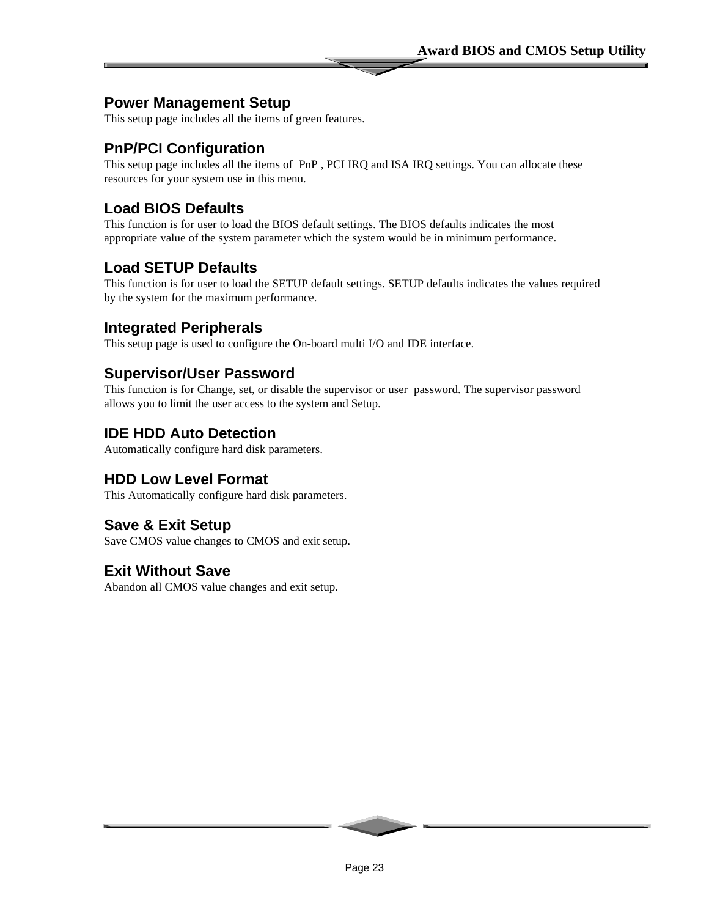## Power Management Setup

This setup page includes all the items of green features.

## PnP/PCI Configuration

This setup page includes all the items of  PnP , PCI IRQ and ISA IRQ settings. You can allocate these resources for your system use in this menu.

## Load BIOS Defaults

This function is for user to load the BIOS default settings. The BIOS defaults indicates the most appropriate value of the system parameter which the system would be in minimum performance.

## Load SETUP Defaults

This function is for user to load the SETUP default settings. SETUP defaults indicates the values required by the system for the maximum performance.

## Integrated Peripherals

This setup page is used to configure the On-board multi I/O and IDE interface.

## Supervisor/User Password

This function is for Change, set, or disable the supervisor or user  password. The supervisor password allows you to limit the user access to the system and Setup.

## IDE HDD Auto Detection

Automatically configure hard disk parameters.

## HDD Low Level Format

This Automatically configure hard disk parameters.

## Save & Exit Setup

Save CMOS value changes to CMOS and exit setup.

## Exit Without Save

Abandon all CMOS value changes and exit setup.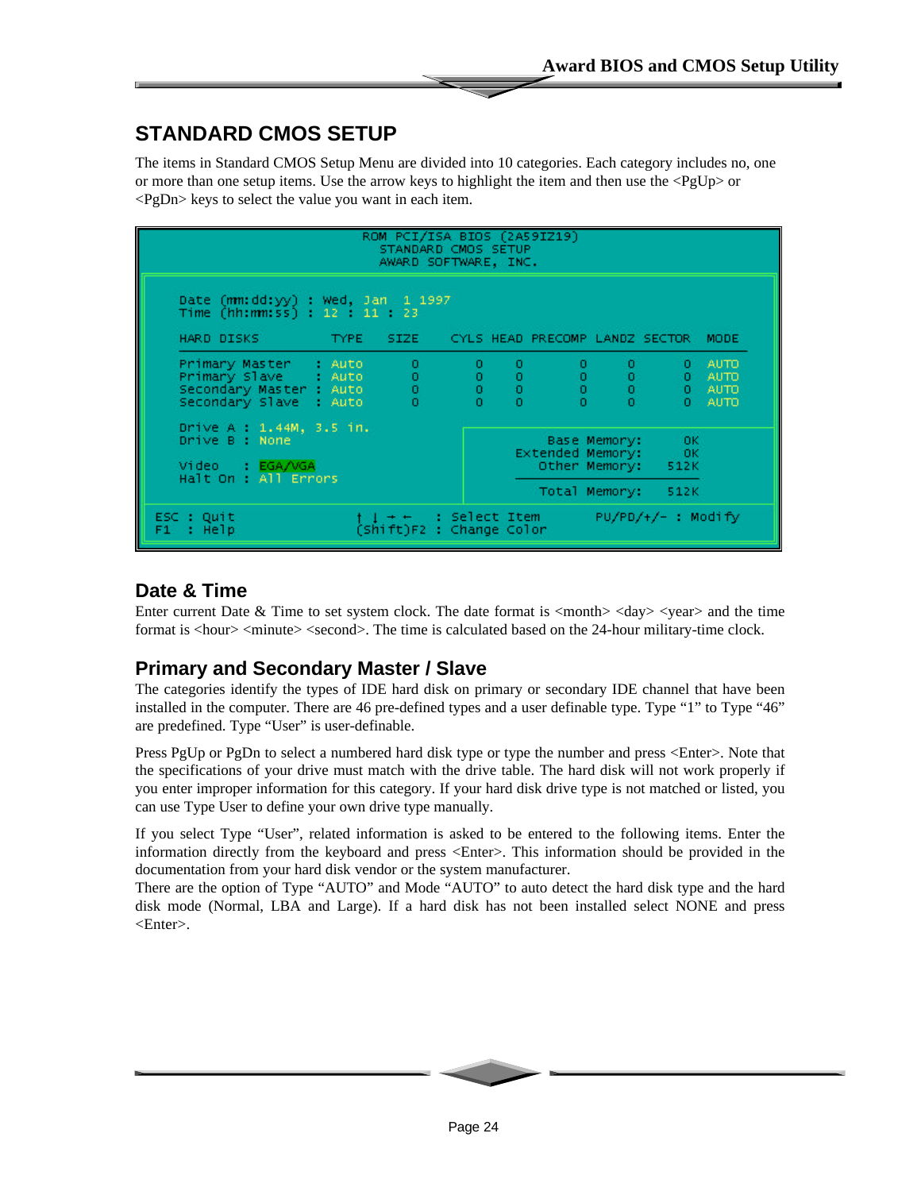## STANDARD CMOS SETUP

The items in Standard CMOS Setup Menu are divided into 10 categories. Each category includes no, one or more than one setup items. Use the arrow keys to highlight the item and then use the <PgUp> or <PgDn> keys to select the value you want in each item.

```
                      ROM PCI/ISA BIOS (2A59IZ19)
                         STANDARD CMOS SETUP
                        AWARD SOFTWARE, INC.

  Date (mm:dd:yy) : Wed, Jan  1 1997
  Time (hh:mm:ss) : 12 : 11 : 23

  HARD DISKS         TYPE    SIZE    CYLS HEAD PRECOMP LANDZ SECTOR  MODE

  Primary Master   : Auto     0        0    0      0      0      0   AUTO
  Primary Slave    : Auto     0        0    0      0      0      0   AUTO
  Secondary Master : Auto     0        0    0      0      0      0   AUTO
  Secondary Slave  : Auto     0        0    0      0      0      0   AUTO

  Drive A : 1.44M, 3.5 in.
  Drive B : None                                Base Memory:     0K
                                            Extended Memory:     0K
  Video    : EGA/VGA                           Other Memory:   512K
  Halt On : All Errors
                                               Total Memory:   512K

ESC : Quit                 ↑ ↓ → ←   : Select Item      PU/PD/+/- : Modify
F1  : Help                 (Shift)F2 : Change Color
```

### Date & Time

Enter current Date & Time to set system clock. The date format is <month> <day> <year> and the time format is <hour> <minute> <second>. The time is calculated based on the 24-hour military-time clock.

### Primary and Secondary Master / Slave

The categories identify the types of IDE hard disk on primary or secondary IDE channel that have been installed in the computer. There are 46 pre-defined types and a user definable type. Type "1" to Type "46" are predefined. Type "User" is user-definable.

Press PgUp or PgDn to select a numbered hard disk type or type the number and press <Enter>. Note that the specifications of your drive must match with the drive table. The hard disk will not work properly if you enter improper information for this category. If your hard disk drive type is not matched or listed, you can use Type User to define your own drive type manually.

If you select Type "User", related information is asked to be entered to the following items. Enter the information directly from the keyboard and press <Enter>. This information should be provided in the documentation from your hard disk vendor or the system manufacturer.
There are the option of Type "AUTO" and Mode "AUTO" to auto detect the hard disk type and the hard disk mode (Normal, LBA and Large). If a hard disk has not been installed select NONE and press <Enter>.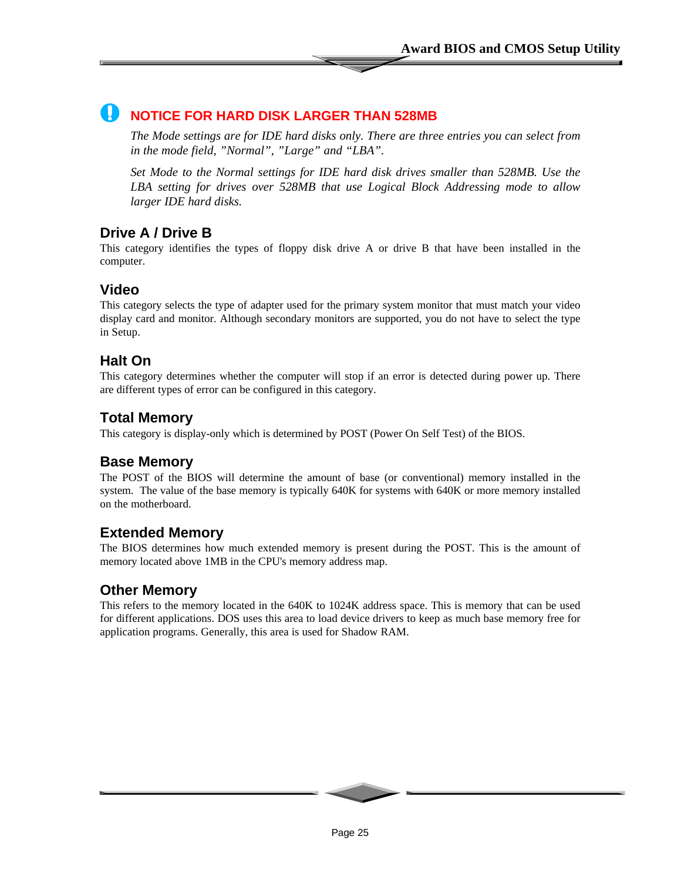## NOTICE FOR HARD DISK LARGER THAN 528MB

*The Mode settings are for IDE hard disks only. There are three entries you can select from in the mode field, "Normal", "Large" and "LBA".*

*Set Mode to the Normal settings for IDE hard disk drives smaller than 528MB. Use the LBA setting for drives over 528MB that use Logical Block Addressing mode to allow larger IDE hard disks.*

## Drive A / Drive B

This category identifies the types of floppy disk drive A or drive B that have been installed in the computer.

## Video

This category selects the type of adapter used for the primary system monitor that must match your video display card and monitor. Although secondary monitors are supported, you do not have to select the type in Setup.

## Halt On

This category determines whether the computer will stop if an error is detected during power up. There are different types of error can be configured in this category.

## Total Memory

This category is display-only which is determined by POST (Power On Self Test) of the BIOS.

## Base Memory

The POST of the BIOS will determine the amount of base (or conventional) memory installed in the system. The value of the base memory is typically 640K for systems with 640K or more memory installed on the motherboard.

## Extended Memory

The BIOS determines how much extended memory is present during the POST. This is the amount of memory located above 1MB in the CPU's memory address map.

## Other Memory

This refers to the memory located in the 640K to 1024K address space. This is memory that can be used for different applications. DOS uses this area to load device drivers to keep as much base memory free for application programs. Generally, this area is used for Shadow RAM.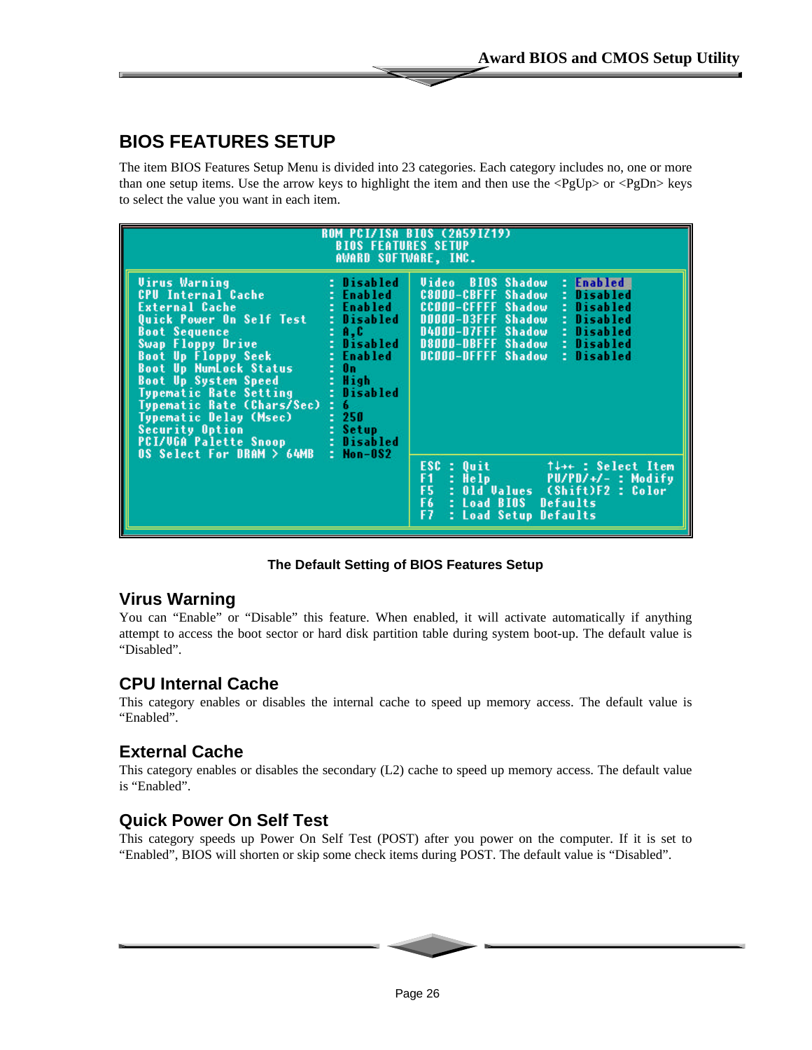# BIOS FEATURES SETUP

The item BIOS Features Setup Menu is divided into 23 categories. Each category includes no, one or more than one setup items. Use the arrow keys to highlight the item and then use the <PgUp> or <PgDn> keys to select the value you want in each item.

```
                    ROM PCI/ISA BIOS (2A59IZ19)
                      BIOS FEATURES SETUP
                      AWARD SOFTWARE, INC.

Virus Warning                : Disabled   Video  BIOS Shadow  : Enabled
CPU Internal Cache           : Enabled    C8000-CBFFF Shadow  : Disabled
External Cache               : Enabled    CC000-CFFFF Shadow  : Disabled
Quick Power On Self Test     : Disabled   D0000-D3FFF Shadow  : Disabled
Boot Sequence                : A,C        D4000-D7FFF Shadow  : Disabled
Swap Floppy Drive            : Disabled   D8000-DBFFF Shadow  : Disabled
Boot Up Floppy Seek          : Enabled    DC000-DFFFF Shadow  : Disabled
Boot Up NumLock Status       : On
Boot Up System Speed         : High
Typematic Rate Setting       : Disabled
Typematic Rate (Chars/Sec)   : 6
Typematic Delay (Msec)       : 250
Security Option              : Setup
PCI/VGA Palette Snoop        : Disabled
OS Select For DRAM > 64MB    : Non-OS2    ESC : Quit          ↑↓→← : Select Item
                                          F1  : Help          PU/PD/+/- : Modify
                                          F5  : Old Values   (Shift)F2 : Color
                                          F6  : Load BIOS  Defaults
                                          F7  : Load Setup Defaults
```

**The Default Setting of BIOS Features Setup**

## Virus Warning

You can "Enable" or "Disable" this feature. When enabled, it will activate automatically if anything attempt to access the boot sector or hard disk partition table during system boot-up. The default value is "Disabled".

## CPU Internal Cache

This category enables or disables the internal cache to speed up memory access. The default value is "Enabled".

## External Cache

This category enables or disables the secondary (L2) cache to speed up memory access. The default value is "Enabled".

## Quick Power On Self Test

This category speeds up Power On Self Test (POST) after you power on the computer. If it is set to "Enabled", BIOS will shorten or skip some check items during POST. The default value is "Disabled".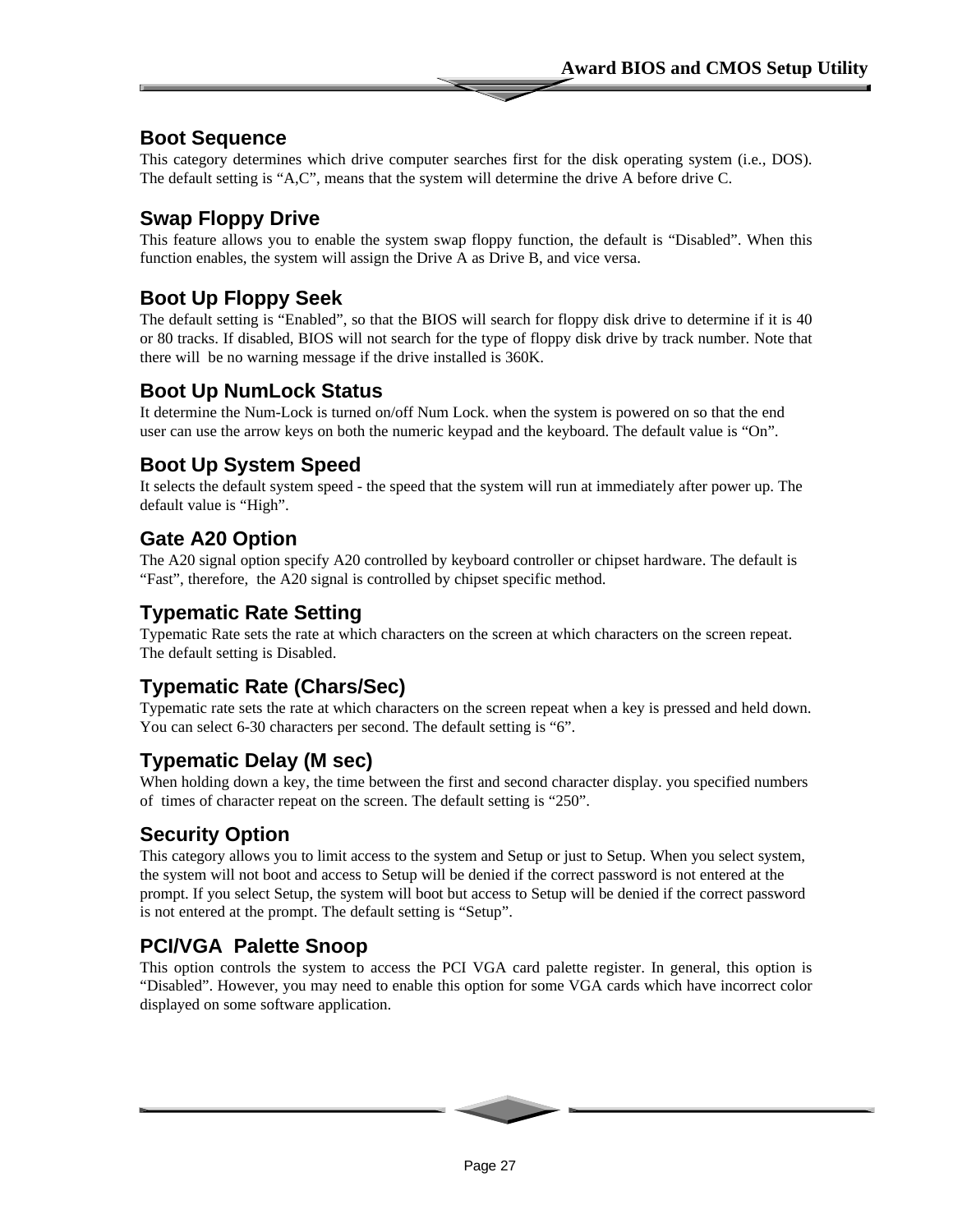## Boot Sequence

This category determines which drive computer searches first for the disk operating system (i.e., DOS). The default setting is “A,C”, means that the system will determine the drive A before drive C.

## Swap Floppy Drive

This feature allows you to enable the system swap floppy function, the default is “Disabled”. When this function enables, the system will assign the Drive A as Drive B, and vice versa.

## Boot Up Floppy Seek

The default setting is “Enabled”, so that the BIOS will search for floppy disk drive to determine if it is 40 or 80 tracks. If disabled, BIOS will not search for the type of floppy disk drive by track number. Note that there will be no warning message if the drive installed is 360K.

## Boot Up NumLock Status

It determine the Num-Lock is turned on/off Num Lock. when the system is powered on so that the end user can use the arrow keys on both the numeric keypad and the keyboard. The default value is “On”.

## Boot Up System Speed

It selects the default system speed - the speed that the system will run at immediately after power up. The default value is “High”.

## Gate A20 Option

The A20 signal option specify A20 controlled by keyboard controller or chipset hardware. The default is “Fast”, therefore, the A20 signal is controlled by chipset specific method.

## Typematic Rate Setting

Typematic Rate sets the rate at which characters on the screen at which characters on the screen repeat. The default setting is Disabled.

## Typematic Rate (Chars/Sec)

Typematic rate sets the rate at which characters on the screen repeat when a key is pressed and held down. You can select 6-30 characters per second. The default setting is “6”.

## Typematic Delay (M sec)

When holding down a key, the time between the first and second character display. you specified numbers of times of character repeat on the screen. The default setting is “250”.

## Security Option

This category allows you to limit access to the system and Setup or just to Setup. When you select system, the system will not boot and access to Setup will be denied if the correct password is not entered at the prompt. If you select Setup, the system will boot but access to Setup will be denied if the correct password is not entered at the prompt. The default setting is “Setup”.

## PCI/VGA Palette Snoop

This option controls the system to access the PCI VGA card palette register. In general, this option is “Disabled”. However, you may need to enable this option for some VGA cards which have incorrect color displayed on some software application.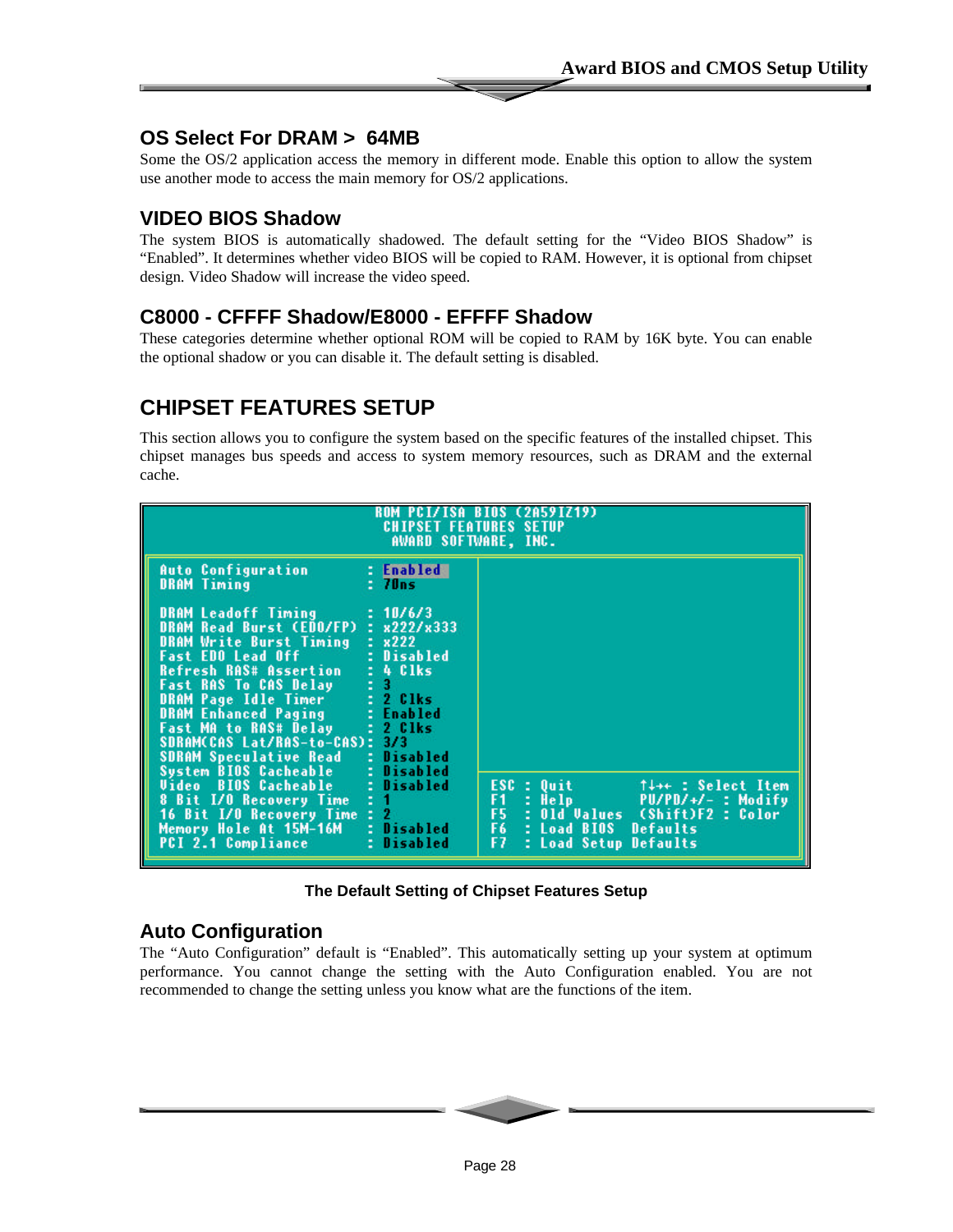## OS Select For DRAM > 64MB

Some the OS/2 application access the memory in different mode. Enable this option to allow the system use another mode to access the main memory for OS/2 applications.

## VIDEO BIOS Shadow

The system BIOS is automatically shadowed. The default setting for the "Video BIOS Shadow" is "Enabled". It determines whether video BIOS will be copied to RAM. However, it is optional from chipset design. Video Shadow will increase the video speed.

## C8000 - CFFFF Shadow/E8000 - EFFFF Shadow

These categories determine whether optional ROM will be copied to RAM by 16K byte. You can enable the optional shadow or you can disable it. The default setting is disabled.

# CHIPSET FEATURES SETUP

This section allows you to configure the system based on the specific features of the installed chipset. This chipset manages bus speeds and access to system memory resources, such as DRAM and the external cache.

```
ROM PCI/ISA BIOS (2A59IZ19)
CHIPSET FEATURES SETUP
AWARD SOFTWARE, INC.

Auto Configuration           : Enabled
DRAM Timing                  : 70ns

DRAM Leadoff Timing          : 10/6/3
DRAM Read Burst (EDO/FP)     : x222/x333
DRAM Write Burst Timing      : x222
Fast EDO Lead Off            : Disabled
Refresh RAS# Assertion       : 4 Clks
Fast RAS To CAS Delay        : 3
DRAM Page Idle Timer         : 2 Clks
DRAM Enhanced Paging         : Enabled
Fast MA to RAS# Delay        : 2 Clks
SDRAM(CAS Lat/RAS-to-CAS):   : 3/3
SDRAM Speculative Read       : Disabled
System BIOS Cacheable        : Disabled
Video  BIOS Cacheable        : Disabled    ESC : Quit          ↑↓→← : Select Item
8 Bit I/O Recovery Time      : 1           F1  : Help          PU/PD/+/- : Modify
16 Bit I/O Recovery Time     : 2           F5  : Old Values    (Shift)F2 : Color
Memory Hole At 15M-16M       : Disabled    F6  : Load BIOS  Defaults
PCI 2.1 Compliance           : Disabled    F7  : Load Setup Defaults
```

**The Default Setting of Chipset Features Setup**

## Auto Configuration

The "Auto Configuration" default is "Enabled". This automatically setting up your system at optimum performance. You cannot change the setting with the Auto Configuration enabled. You are not recommended to change the setting unless you know what are the functions of the item.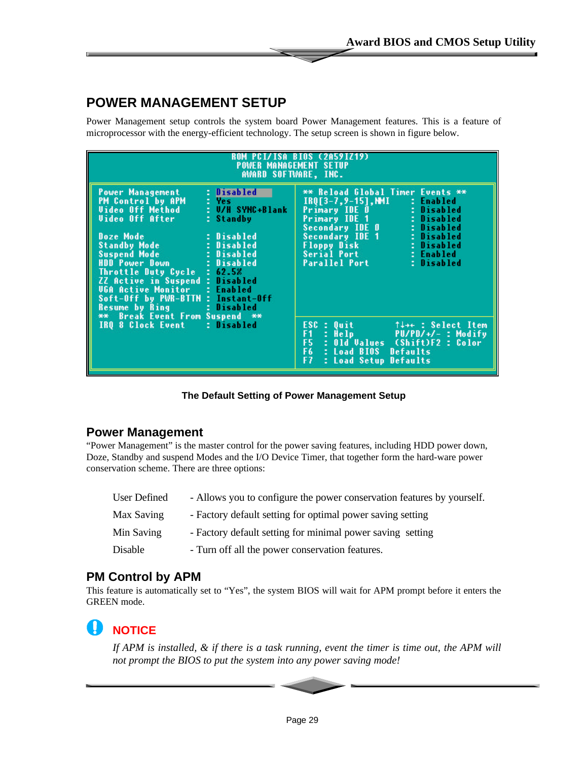## POWER MANAGEMENT SETUP

Power Management setup controls the system board Power Management features. This is a feature of microprocessor with the energy-efficient technology. The setup screen is shown in figure below.

```
                    ROM PCI/ISA BIOS (2A59IZ19)
                      POWER MANAGEMENT SETUP
                       AWARD SOFTWARE, INC.

Power Management          : Disabled     ** Reload Global Timer Events **
PM Control by APM         : Yes          IRQ[3-7,9-15],NMI     : Enabled
Video Off Method          : V/H SYNC+Blank  Primary IDE 0      : Disabled
Video Off After           : Standby      Primary IDE 1         : Disabled
                                         Secondary IDE 0       : Disabled
Doze Mode                 : Disabled     Secondary IDE 1       : Disabled
Standby Mode              : Disabled     Floppy Disk           : Disabled
Suspend Mode              : Disabled     Serial Port           : Enabled
HDD Power Down            : Disabled     Parallel Port         : Disabled
Throttle Duty Cycle       : 62.5%
ZZ Active in Suspend      : Disabled
VGA Active Monitor        : Enabled
Soft-Off by PWR-BTTN      : Instant-Off
Resume by Ring            : Disabled
**  Break Event From Suspend  **
IRQ 8 Clock Event         : Disabled     ESC : Quit        ↑↓→← : Select Item
                                         F1  : Help        PU/PD/+/- : Modify
                                         F5  : Old Values  (Shift)F2 : Color
                                         F6  : Load BIOS  Defaults
                                         F7  : Load Setup Defaults
```

**The Default Setting of Power Management Setup**

### Power Management

"Power Management" is the master control for the power saving features, including HDD power down, Doze, Standby and suspend Modes and the I/O Device Timer, that together form the hard-ware power conservation scheme. There are three options:

| | |
|---|---|
| User Defined | - Allows you to configure the power conservation features by yourself. |
| Max Saving | - Factory default setting for optimal power saving setting |
| Min Saving | - Factory default setting for minimal power saving setting |
| Disable | - Turn off all the power conservation features. |

### PM Control by APM

This feature is automatically set to "Yes", the system BIOS will wait for APM prompt before it enters the GREEN mode.

**NOTICE**

*If APM is installed, & if there is a task running, event the timer is time out, the APM will not prompt the BIOS to put the system into any power saving mode!*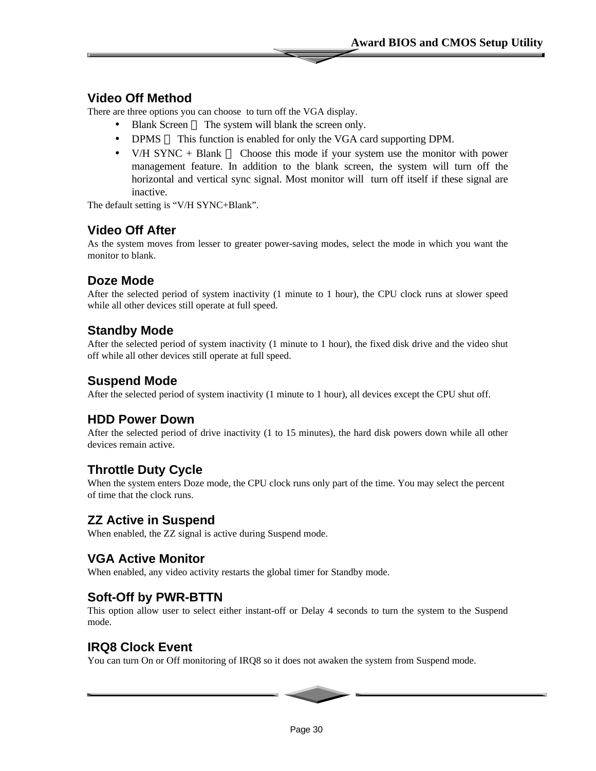## Video Off Method

There are three options you can choose to turn off the VGA display.

- Blank Screen ： The system will blank the screen only.
- DPMS ： This function is enabled for only the VGA card supporting DPM.
- V/H SYNC + Blank ： Choose this mode if your system use the monitor with power management feature. In addition to the blank screen, the system will turn off the horizontal and vertical sync signal. Most monitor will turn off itself if these signal are inactive.

The default setting is “V/H SYNC+Blank”.

## Video Off After

As the system moves from lesser to greater power-saving modes, select the mode in which you want the monitor to blank.

## Doze Mode

After the selected period of system inactivity (1 minute to 1 hour), the CPU clock runs at slower speed while all other devices still operate at full speed.

## Standby Mode

After the selected period of system inactivity (1 minute to 1 hour), the fixed disk drive and the video shut off while all other devices still operate at full speed.

## Suspend Mode

After the selected period of system inactivity (1 minute to 1 hour), all devices except the CPU shut off.

## HDD Power Down

After the selected period of drive inactivity (1 to 15 minutes), the hard disk powers down while all other devices remain active.

## Throttle Duty Cycle

When the system enters Doze mode, the CPU clock runs only part of the time. You may select the percent of time that the clock runs.

## ZZ Active in Suspend

When enabled, the ZZ signal is active during Suspend mode.

## VGA Active Monitor

When enabled, any video activity restarts the global timer for Standby mode.

## Soft-Off by PWR-BTTN

This option allow user to select either instant-off or Delay 4 seconds to turn the system to the Suspend mode.

## IRQ8 Clock Event

You can turn On or Off monitoring of IRQ8 so it does not awaken the system from Suspend mode.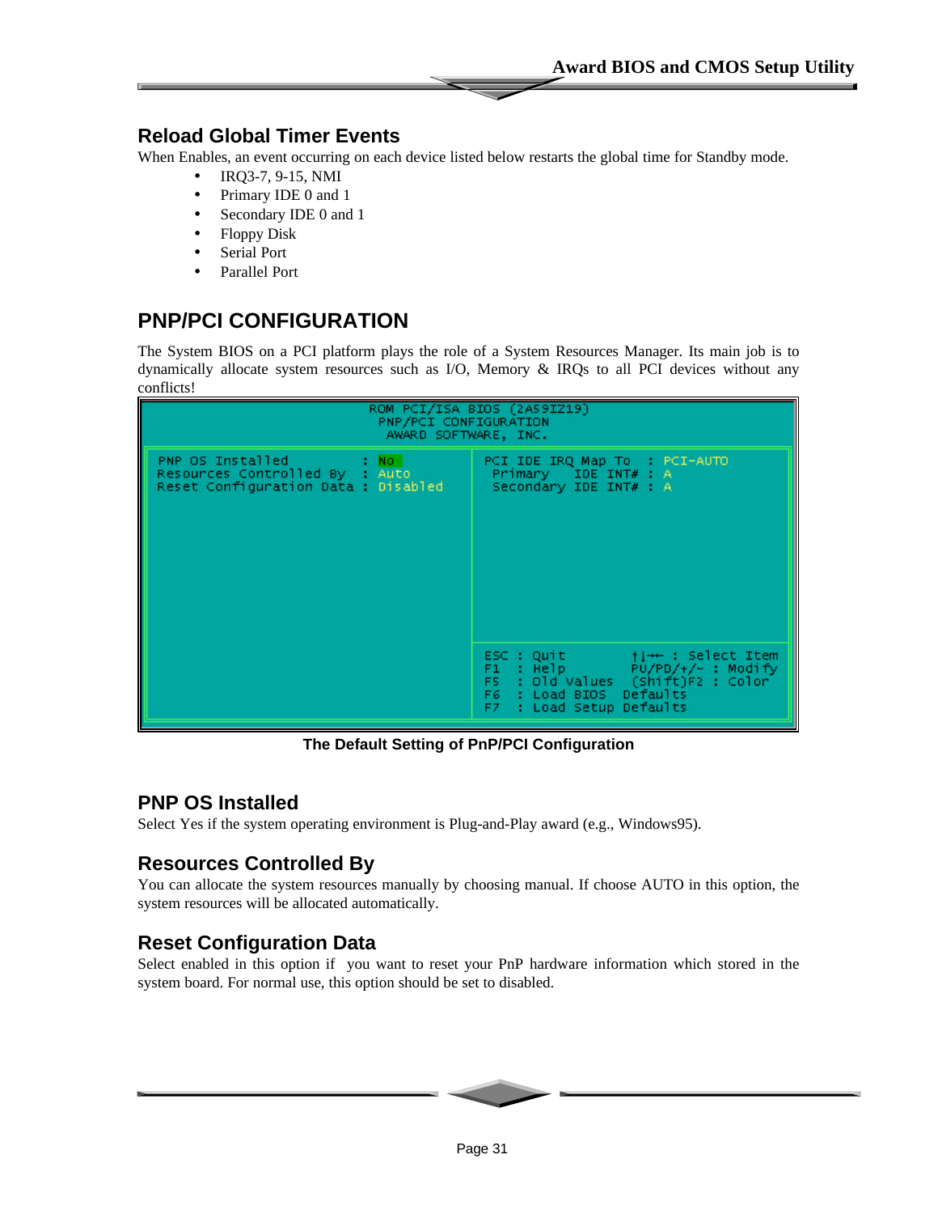## Reload Global Timer Events

When Enables, an event occurring on each device listed below restarts the global time for Standby mode.

- IRQ3-7, 9-15, NMI
- Primary IDE 0 and 1
- Secondary IDE 0 and 1
- Floppy Disk
- Serial Port
- Parallel Port

# PNP/PCI CONFIGURATION

The System BIOS on a PCI platform plays the role of a System Resources Manager. Its main job is to dynamically allocate system resources such as I/O, Memory & IRQs to all PCI devices without any conflicts!

```
ROM PCI/ISA BIOS (2A59IZ19)
PNP/PCI CONFIGURATION
AWARD SOFTWARE, INC.

PNP OS Installed            : No          PCI IDE IRQ Map To   : PCI-AUTO
Resources Controlled By     : Auto          Primary   IDE INT# : A
Reset Configuration Data    : Disabled      Secondary IDE INT# : A

                                          ESC : Quit          ↑↓→← : Select Item
                                          F1  : Help          PU/PD/+/- : Modify
                                          F5  : Old Values    (Shift)F2 : Color
                                          F6  : Load BIOS  Defaults
                                          F7  : Load Setup Defaults
```

**The Default Setting of PnP/PCI Configuration**

## PNP OS Installed

Select Yes if the system operating environment is Plug-and-Play award (e.g., Windows95).

## Resources Controlled By

You can allocate the system resources manually by choosing manual. If choose AUTO in this option, the system resources will be allocated automatically.

## Reset Configuration Data

Select enabled in this option if you want to reset your PnP hardware information which stored in the system board. For normal use, this option should be set to disabled.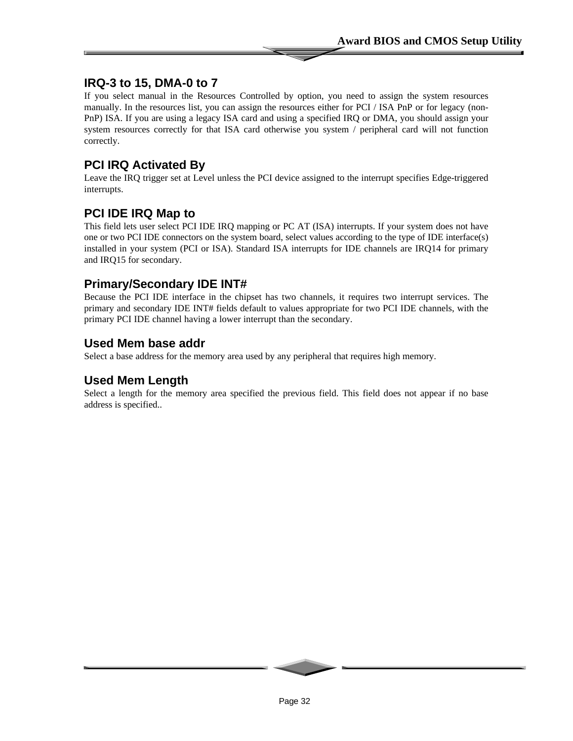## IRQ-3 to 15, DMA-0 to 7

If you select manual in the Resources Controlled by option, you need to assign the system resources manually. In the resources list, you can assign the resources either for PCI / ISA PnP or for legacy (non-PnP) ISA. If you are using a legacy ISA card and using a specified IRQ or DMA, you should assign your system resources correctly for that ISA card otherwise you system / peripheral card will not function correctly.

## PCI IRQ Activated By

Leave the IRQ trigger set at Level unless the PCI device assigned to the interrupt specifies Edge-triggered interrupts.

## PCI IDE IRQ Map to

This field lets user select PCI IDE IRQ mapping or PC AT (ISA) interrupts. If your system does not have one or two PCI IDE connectors on the system board, select values according to the type of IDE interface(s) installed in your system (PCI or ISA). Standard ISA interrupts for IDE channels are IRQ14 for primary and IRQ15 for secondary.

## Primary/Secondary IDE INT#

Because the PCI IDE interface in the chipset has two channels, it requires two interrupt services. The primary and secondary IDE INT# fields default to values appropriate for two PCI IDE channels, with the primary PCI IDE channel having a lower interrupt than the secondary.

## Used Mem base addr

Select a base address for the memory area used by any peripheral that requires high memory.

## Used Mem Length

Select a length for the memory area specified the previous field. This field does not appear if no base address is specified..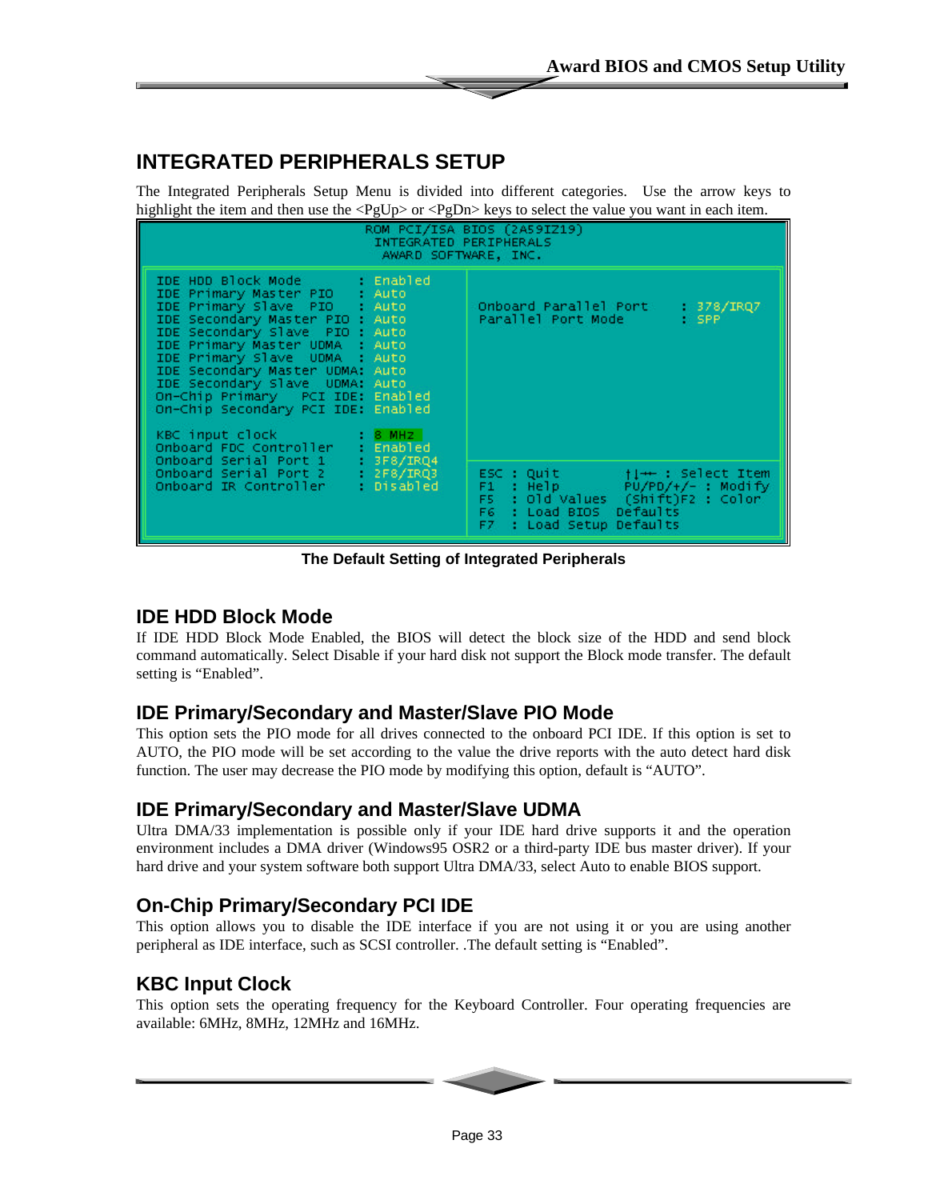## INTEGRATED PERIPHERALS SETUP

The Integrated Peripherals Setup Menu is divided into different categories. Use the arrow keys to highlight the item and then use the <PgUp> or <PgDn> keys to select the value you want in each item.

```
                    ROM PCI/ISA BIOS (2A59IZ19)
                    INTEGRATED PERIPHERALS
                     AWARD SOFTWARE, INC.

IDE HDD Block Mode           : Enabled
IDE Primary Master PIO       : Auto
IDE Primary Slave  PIO       : Auto      Onboard Parallel Port    : 378/IRQ7
IDE Secondary Master PIO     : Auto      Parallel Port Mode       : SPP
IDE Secondary Slave  PIO     : Auto
IDE Primary Master UDMA      : Auto
IDE Primary Slave  UDMA      : Auto
IDE Secondary Master UDMA:     Auto
IDE Secondary Slave  UDMA:     Auto
On-Chip Primary    PCI IDE:    Enabled
On-Chip Secondary PCI IDE:     Enabled

KBC input clock              : 8 MHz
Onboard FDC Controller       : Enabled
Onboard Serial Port 1        : 3F8/IRQ4
Onboard Serial Port 2        : 2F8/IRQ3  ESC : Quit        ↑↓→← : Select Item
Onboard IR Controller        : Disabled  F1  : Help        PU/PD/+/- : Modify
                                         F5  : Old Values  (Shift)F2 : Color
                                         F6  : Load BIOS  Defaults
                                         F7  : Load Setup Defaults
```

**The Default Setting of Integrated Peripherals**

### IDE HDD Block Mode

If IDE HDD Block Mode Enabled, the BIOS will detect the block size of the HDD and send block command automatically. Select Disable if your hard disk not support the Block mode transfer. The default setting is "Enabled".

### IDE Primary/Secondary and Master/Slave PIO Mode

This option sets the PIO mode for all drives connected to the onboard PCI IDE. If this option is set to AUTO, the PIO mode will be set according to the value the drive reports with the auto detect hard disk function. The user may decrease the PIO mode by modifying this option, default is "AUTO".

### IDE Primary/Secondary and Master/Slave UDMA

Ultra DMA/33 implementation is possible only if your IDE hard drive supports it and the operation environment includes a DMA driver (Windows95 OSR2 or a third-party IDE bus master driver). If your hard drive and your system software both support Ultra DMA/33, select Auto to enable BIOS support.

### On-Chip Primary/Secondary PCI IDE

This option allows you to disable the IDE interface if you are not using it or you are using another peripheral as IDE interface, such as SCSI controller. .The default setting is "Enabled".

### KBC Input Clock

This option sets the operating frequency for the Keyboard Controller. Four operating frequencies are available: 6MHz, 8MHz, 12MHz and 16MHz.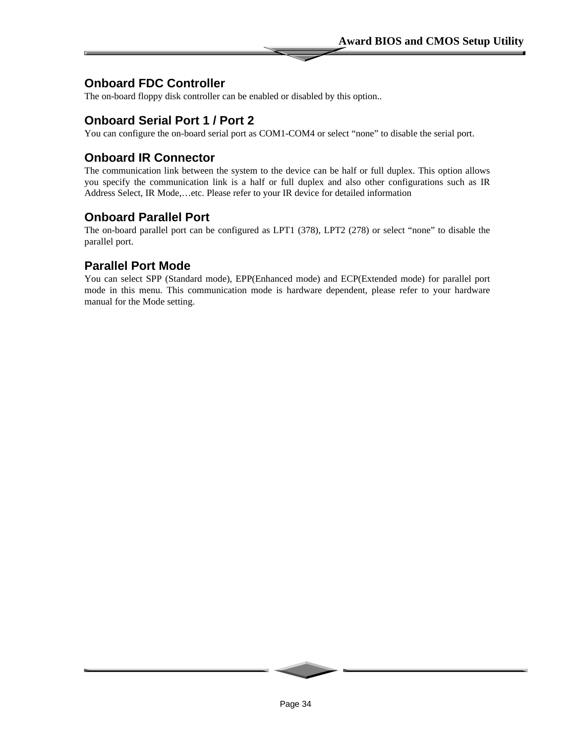## Onboard FDC Controller

The on-board floppy disk controller can be enabled or disabled by this option..

## Onboard Serial Port 1 / Port 2

You can configure the on-board serial port as COM1-COM4 or select “none” to disable the serial port.

## Onboard IR Connector

The communication link between the system to the device can be half or full duplex. This option allows you specify the communication link is a half or full duplex and also other configurations such as IR Address Select, IR Mode,…etc. Please refer to your IR device for detailed information

## Onboard Parallel Port

The on-board parallel port can be configured as LPT1 (378), LPT2 (278) or select “none” to disable the parallel port.

## Parallel Port Mode

You can select SPP (Standard mode), EPP(Enhanced mode) and ECP(Extended mode) for parallel port mode in this menu. This communication mode is hardware dependent, please refer to your hardware manual for the Mode setting.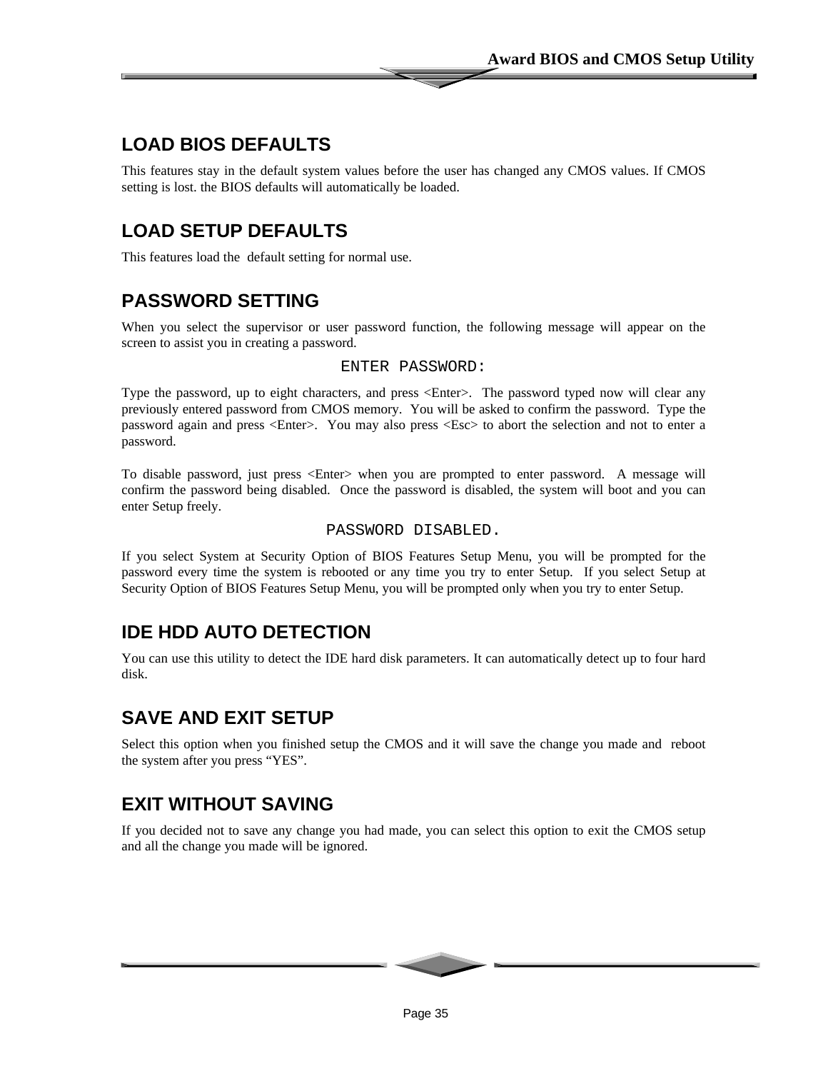## LOAD BIOS DEFAULTS

This features stay in the default system values before the user has changed any CMOS values. If CMOS setting is lost. the BIOS defaults will automatically be loaded.

## LOAD SETUP DEFAULTS

This features load the default setting for normal use.

## PASSWORD SETTING

When you select the supervisor or user password function, the following message will appear on the screen to assist you in creating a password.

```
ENTER PASSWORD:
```

Type the password, up to eight characters, and press <Enter>. The password typed now will clear any previously entered password from CMOS memory. You will be asked to confirm the password. Type the password again and press <Enter>. You may also press <Esc> to abort the selection and not to enter a password.

To disable password, just press <Enter> when you are prompted to enter password. A message will confirm the password being disabled. Once the password is disabled, the system will boot and you can enter Setup freely.

```
PASSWORD DISABLED.
```

If you select System at Security Option of BIOS Features Setup Menu, you will be prompted for the password every time the system is rebooted or any time you try to enter Setup. If you select Setup at Security Option of BIOS Features Setup Menu, you will be prompted only when you try to enter Setup.

## IDE HDD AUTO DETECTION

You can use this utility to detect the IDE hard disk parameters. It can automatically detect up to four hard disk.

## SAVE AND EXIT SETUP

Select this option when you finished setup the CMOS and it will save the change you made and reboot the system after you press “YES”.

## EXIT WITHOUT SAVING

If you decided not to save any change you had made, you can select this option to exit the CMOS setup and all the change you made will be ignored.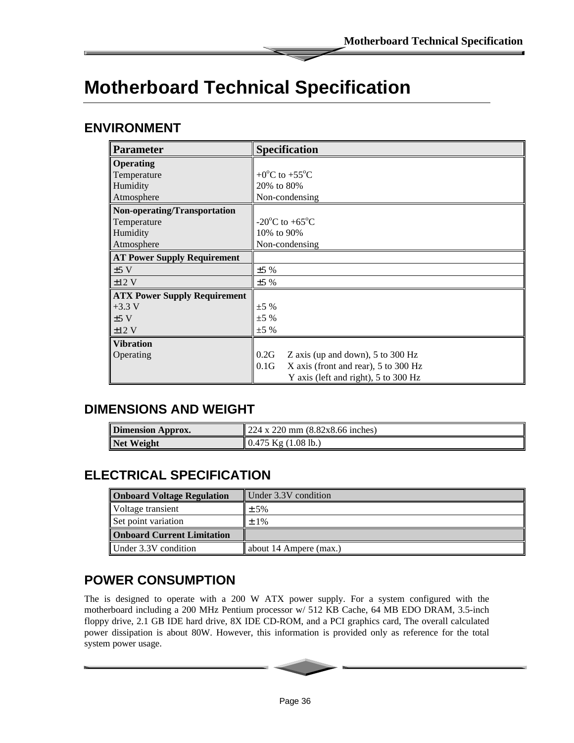# Motherboard Technical Specification

## ENVIRONMENT

| Parameter | Specification |
|---|---|
| **Operating**<br>Temperature<br>Humidity<br>Atmosphere | <br>+0°C to +55°C<br>20% to 80%<br>Non-condensing |
| **Non-operating/Transportation**<br>Temperature<br>Humidity<br>Atmosphere | <br>-20°C to +65°C<br>10% to 90%<br>Non-condensing |
| **AT Power Supply Requirement** | |
| ±5 V | ±5 % |
| ±12 V | ±5 % |
| **ATX Power Supply Requirement**<br>+3.3 V<br>±5 V<br>±12 V | <br>±5 %<br>±5 %<br>±5 % |
| **Vibration**<br>Operating | <br>0.2G Z axis (up and down), 5 to 300 Hz<br>0.1G X axis (front and rear), 5 to 300 Hz<br>Y axis (left and right), 5 to 300 Hz |

## DIMENSIONS AND WEIGHT

| | |
|---|---|
| **Dimension Approx.** | 224 x 220 mm (8.82x8.66 inches) |
| **Net Weight** | 0.475 Kg (1.08 lb.) |

## ELECTRICAL SPECIFICATION

| **Onboard Voltage Regulation** | Under 3.3V condition |
|---|---|
| Voltage transient | ± 5% |
| Set point variation | ± 1% |
| **Onboard Current Limitation** | |
| Under 3.3V condition | about 14 Ampere (max.) |

## POWER CONSUMPTION

The is designed to operate with a 200 W ATX power supply. For a system configured with the motherboard including a 200 MHz Pentium processor w/ 512 KB Cache, 64 MB EDO DRAM, 3.5-inch floppy drive, 2.1 GB IDE hard drive, 8X IDE CD-ROM, and a PCI graphics card, The overall calculated power dissipation is about 80W. However, this information is provided only as reference for the total system power usage.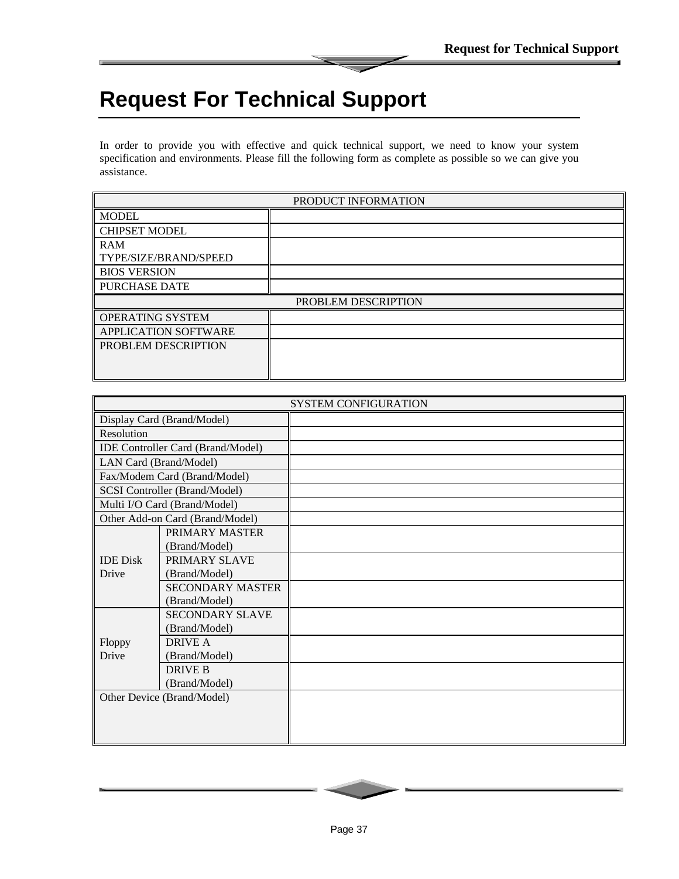# Request For Technical Support

In order to provide you with effective and quick technical support, we need to know your system specification and environments. Please fill the following form as complete as possible so we can give you assistance.

| PRODUCT INFORMATION | |
|---|---|
| MODEL | |
| CHIPSET MODEL | |
| RAM TYPE/SIZE/BRAND/SPEED | |
| BIOS VERSION | |
| PURCHASE DATE | |
| PROBLEM DESCRIPTION | |
| OPERATING SYSTEM | |
| APPLICATION SOFTWARE | |
| PROBLEM DESCRIPTION | |

| SYSTEM CONFIGURATION | | |
|---|---|---|
| Display Card (Brand/Model) | | |
| Resolution | | |
| IDE Controller Card (Brand/Model) | | |
| LAN Card (Brand/Model) | | |
| Fax/Modem Card (Brand/Model) | | |
| SCSI Controller (Brand/Model) | | |
| Multi I/O Card (Brand/Model) | | |
| Other Add-on Card (Brand/Model) | | |
| IDE Disk Drive | PRIMARY MASTER (Brand/Model) | |
| | PRIMARY SLAVE (Brand/Model) | |
| | SECONDARY MASTER (Brand/Model) | |
| Floppy Drive | SECONDARY SLAVE (Brand/Model) | |
| | DRIVE A (Brand/Model) | |
| | DRIVE B (Brand/Model) | |
| Other Device (Brand/Model) | | |